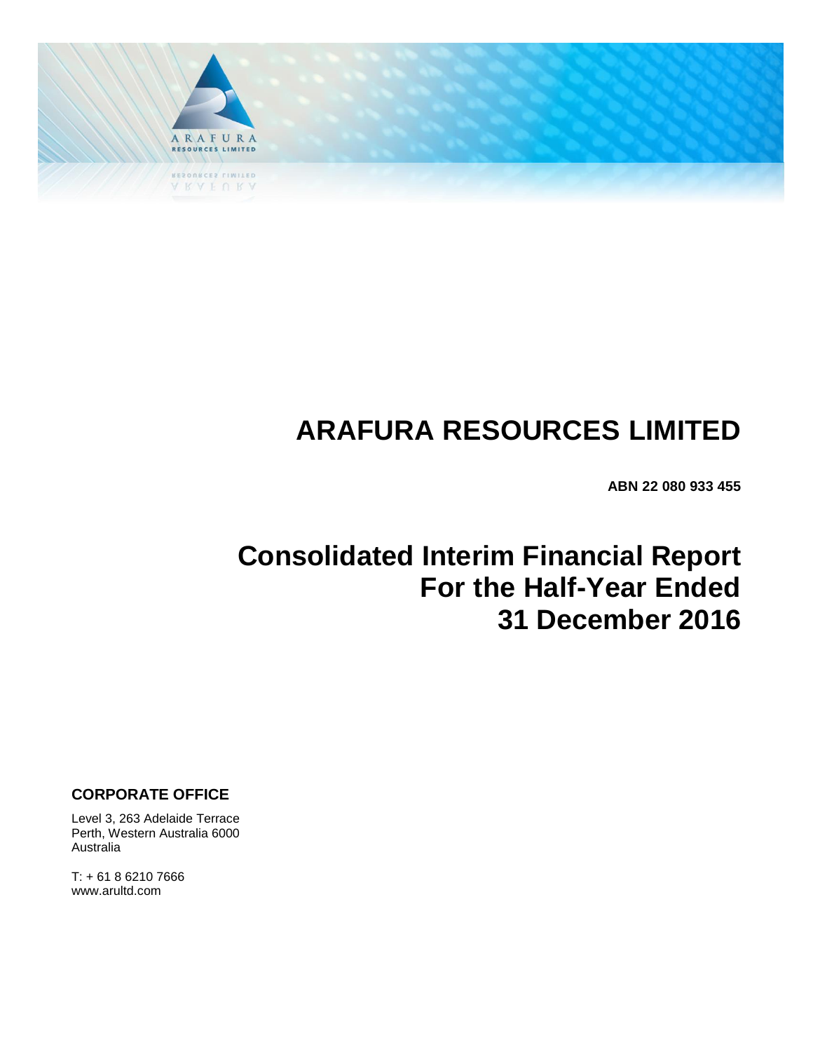# ARAFURA RESOURCES LIMITED

**ABN 22 080 933 455**

# Consolidated Interim Financial Report For the Half-Year Ended 31 December 2016

**CORPORATE OFFICE**

Level 3, 263 Adelaide Terrace
Perth, Western Australia 6000
Australia

T: + 61 8 6210 7666
www.arultd.com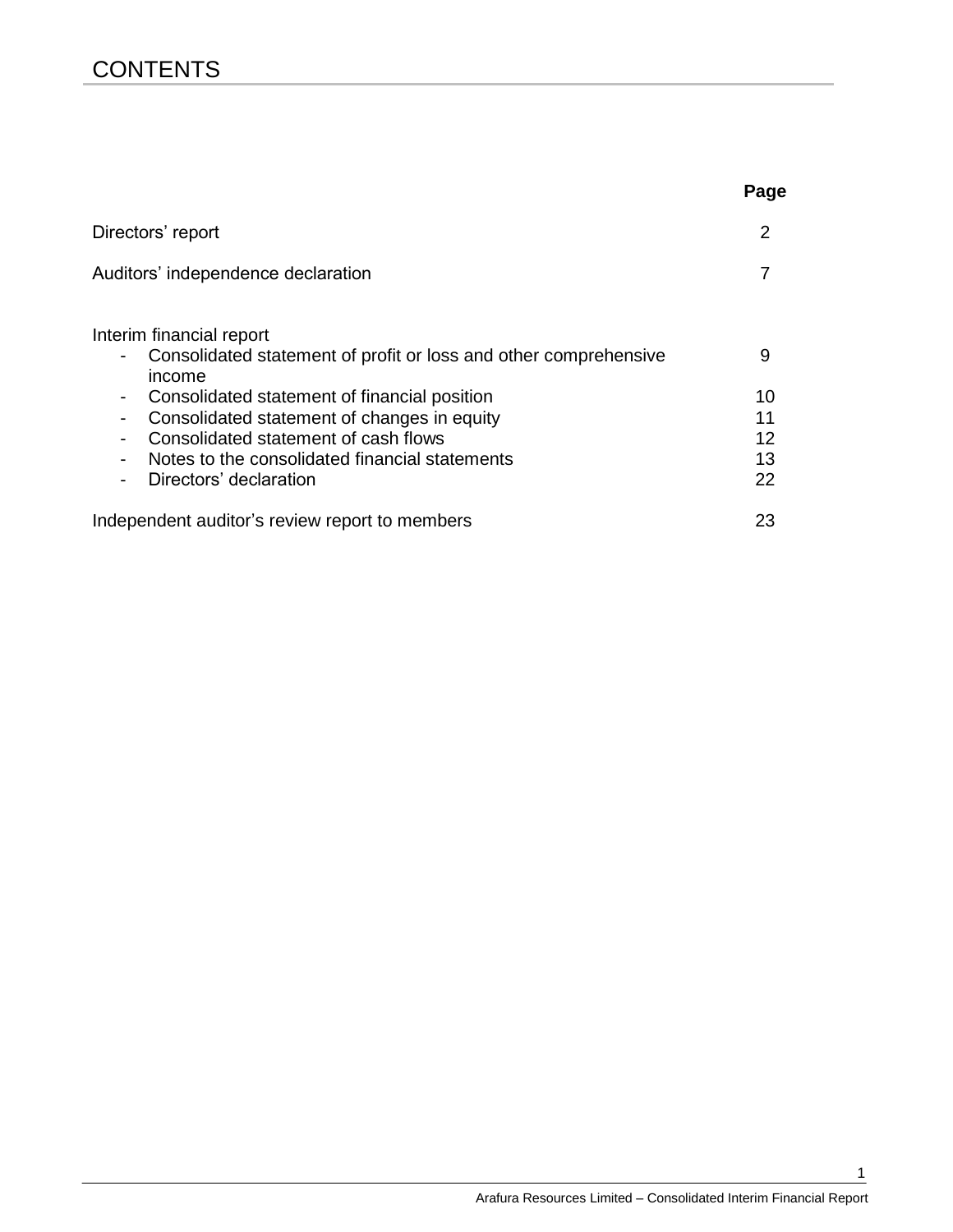# CONTENTS

| | Page |
|---|---|
| Directors' report | 2 |
| Auditors' independence declaration | 7 |
| Interim financial report | |
| - Consolidated statement of profit or loss and other comprehensive income | 9 |
| - Consolidated statement of financial position | 10 |
| - Consolidated statement of changes in equity | 11 |
| - Consolidated statement of cash flows | 12 |
| - Notes to the consolidated financial statements | 13 |
| - Directors' declaration | 22 |
| Independent auditor's review report to members | 23 |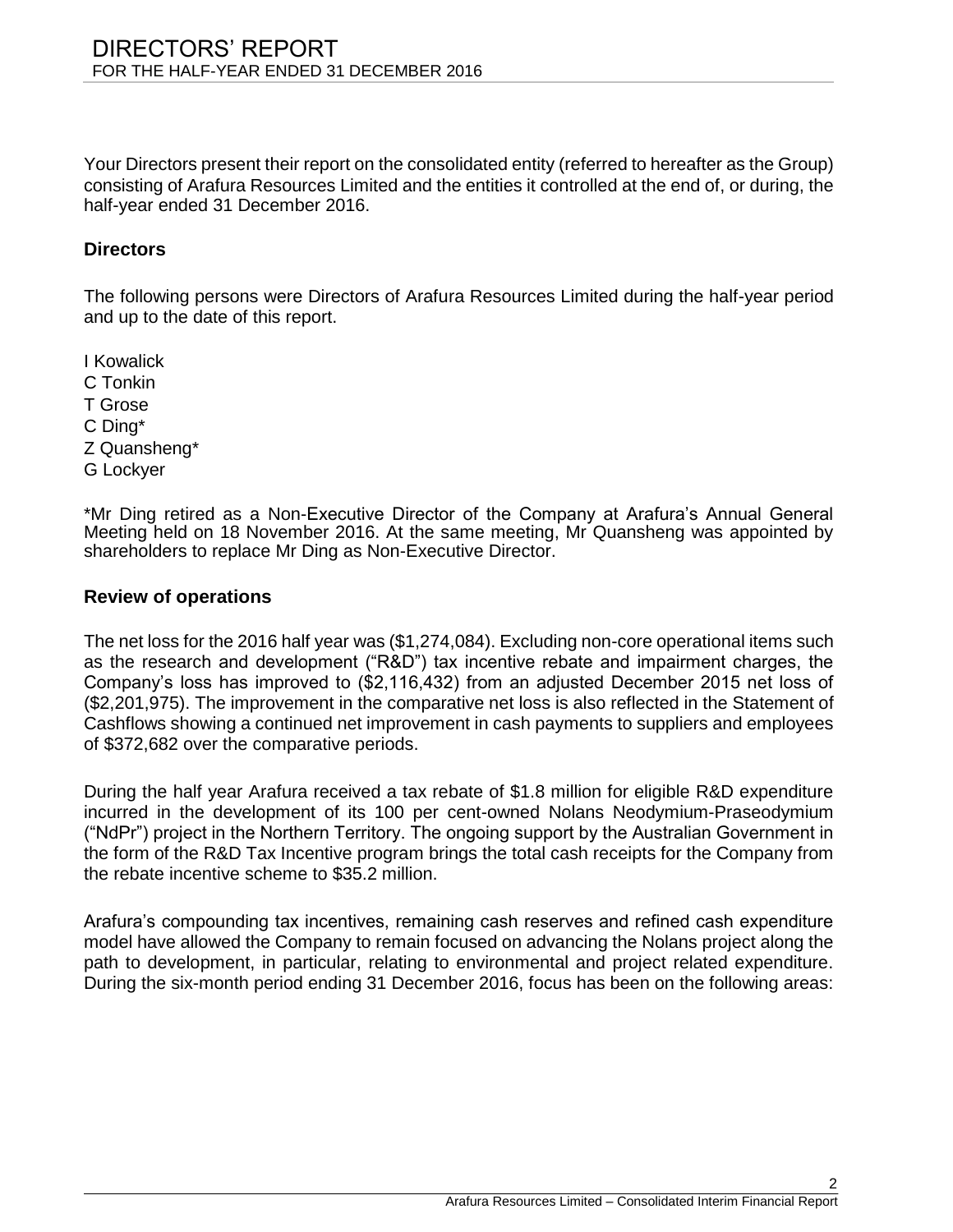# DIRECTORS' REPORT
FOR THE HALF-YEAR ENDED 31 DECEMBER 2016

Your Directors present their report on the consolidated entity (referred to hereafter as the Group) consisting of Arafura Resources Limited and the entities it controlled at the end of, or during, the half-year ended 31 December 2016.

## Directors

The following persons were Directors of Arafura Resources Limited during the half-year period and up to the date of this report.

I Kowalick
C Tonkin
T Grose
C Ding*
Z Quansheng*
G Lockyer

*Mr Ding retired as a Non-Executive Director of the Company at Arafura's Annual General Meeting held on 18 November 2016. At the same meeting, Mr Quansheng was appointed by shareholders to replace Mr Ding as Non-Executive Director.

## Review of operations

The net loss for the 2016 half year was ($1,274,084). Excluding non-core operational items such as the research and development ("R&D") tax incentive rebate and impairment charges, the Company's loss has improved to ($2,116,432) from an adjusted December 2015 net loss of ($2,201,975). The improvement in the comparative net loss is also reflected in the Statement of Cashflows showing a continued net improvement in cash payments to suppliers and employees of $372,682 over the comparative periods.

During the half year Arafura received a tax rebate of $1.8 million for eligible R&D expenditure incurred in the development of its 100 per cent-owned Nolans Neodymium-Praseodymium ("NdPr") project in the Northern Territory. The ongoing support by the Australian Government in the form of the R&D Tax Incentive program brings the total cash receipts for the Company from the rebate incentive scheme to $35.2 million.

Arafura's compounding tax incentives, remaining cash reserves and refined cash expenditure model have allowed the Company to remain focused on advancing the Nolans project along the path to development, in particular, relating to environmental and project related expenditure. During the six-month period ending 31 December 2016, focus has been on the following areas: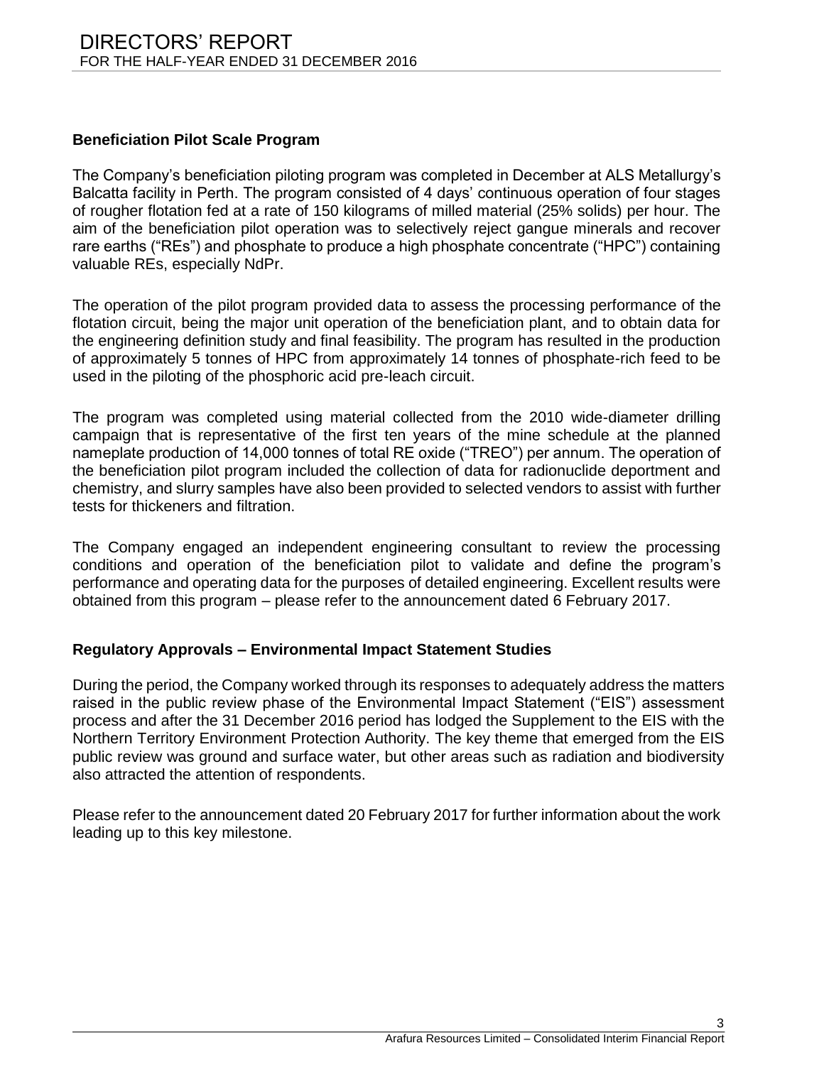### Beneficiation Pilot Scale Program

The Company's beneficiation piloting program was completed in December at ALS Metallurgy's Balcatta facility in Perth. The program consisted of 4 days' continuous operation of four stages of rougher flotation fed at a rate of 150 kilograms of milled material (25% solids) per hour. The aim of the beneficiation pilot operation was to selectively reject gangue minerals and recover rare earths ("REs") and phosphate to produce a high phosphate concentrate ("HPC") containing valuable REs, especially NdPr.

The operation of the pilot program provided data to assess the processing performance of the flotation circuit, being the major unit operation of the beneficiation plant, and to obtain data for the engineering definition study and final feasibility. The program has resulted in the production of approximately 5 tonnes of HPC from approximately 14 tonnes of phosphate-rich feed to be used in the piloting of the phosphoric acid pre-leach circuit.

The program was completed using material collected from the 2010 wide-diameter drilling campaign that is representative of the first ten years of the mine schedule at the planned nameplate production of 14,000 tonnes of total RE oxide ("TREO") per annum. The operation of the beneficiation pilot program included the collection of data for radionuclide deportment and chemistry, and slurry samples have also been provided to selected vendors to assist with further tests for thickeners and filtration.

The Company engaged an independent engineering consultant to review the processing conditions and operation of the beneficiation pilot to validate and define the program's performance and operating data for the purposes of detailed engineering. Excellent results were obtained from this program – please refer to the announcement dated 6 February 2017.

### Regulatory Approvals – Environmental Impact Statement Studies

During the period, the Company worked through its responses to adequately address the matters raised in the public review phase of the Environmental Impact Statement ("EIS") assessment process and after the 31 December 2016 period has lodged the Supplement to the EIS with the Northern Territory Environment Protection Authority. The key theme that emerged from the EIS public review was ground and surface water, but other areas such as radiation and biodiversity also attracted the attention of respondents.

Please refer to the announcement dated 20 February 2017 for further information about the work leading up to this key milestone.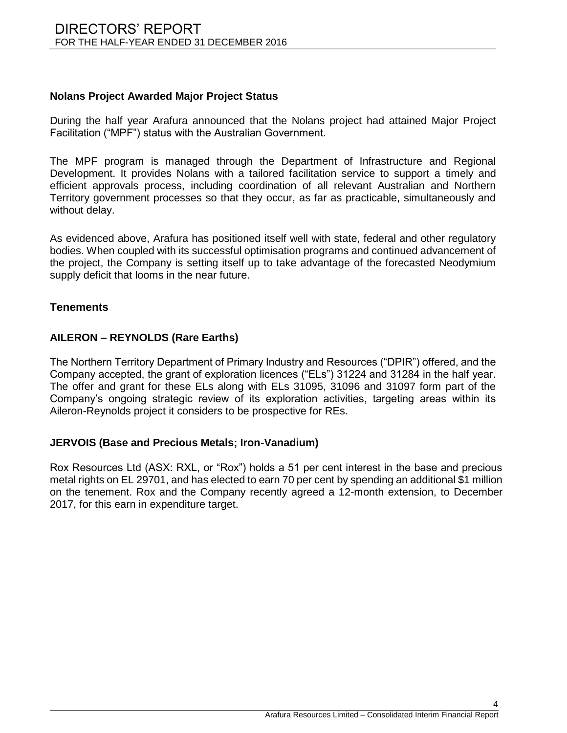### Nolans Project Awarded Major Project Status

During the half year Arafura announced that the Nolans project had attained Major Project Facilitation ("MPF") status with the Australian Government.

The MPF program is managed through the Department of Infrastructure and Regional Development. It provides Nolans with a tailored facilitation service to support a timely and efficient approvals process, including coordination of all relevant Australian and Northern Territory government processes so that they occur, as far as practicable, simultaneously and without delay.

As evidenced above, Arafura has positioned itself well with state, federal and other regulatory bodies. When coupled with its successful optimisation programs and continued advancement of the project, the Company is setting itself up to take advantage of the forecasted Neodymium supply deficit that looms in the near future.

## Tenements

### AILERON – REYNOLDS (Rare Earths)

The Northern Territory Department of Primary Industry and Resources ("DPIR") offered, and the Company accepted, the grant of exploration licences ("ELs") 31224 and 31284 in the half year. The offer and grant for these ELs along with ELs 31095, 31096 and 31097 form part of the Company's ongoing strategic review of its exploration activities, targeting areas within its Aileron-Reynolds project it considers to be prospective for REs.

### JERVOIS (Base and Precious Metals; Iron-Vanadium)

Rox Resources Ltd (ASX: RXL, or "Rox") holds a 51 per cent interest in the base and precious metal rights on EL 29701, and has elected to earn 70 per cent by spending an additional $1 million on the tenement. Rox and the Company recently agreed a 12-month extension, to December 2017, for this earn in expenditure target.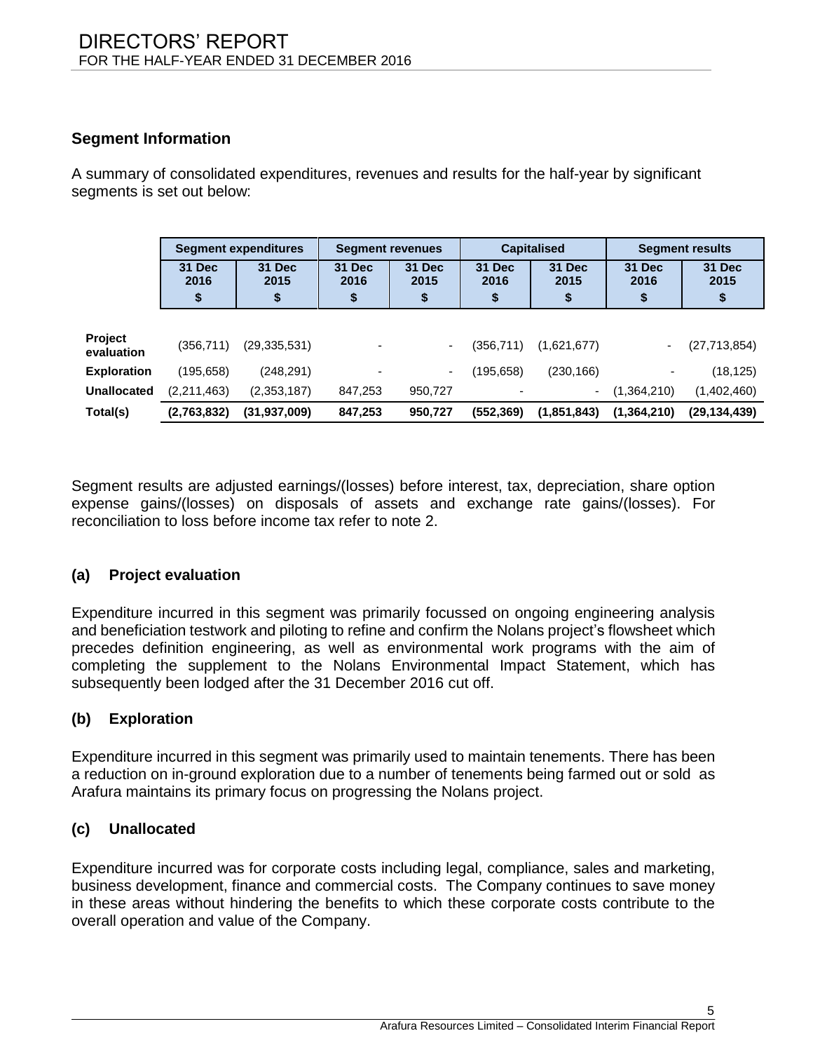## Segment Information

A summary of consolidated expenditures, revenues and results for the half-year by significant segments is set out below:

| | Segment expenditures | | Segment revenues | | Capitalised | | Segment results | |
|---|---|---|---|---|---|---|---|---|
| | 31 Dec 2016 $ | 31 Dec 2015 $ | 31 Dec 2016 $ | 31 Dec 2015 $ | 31 Dec 2016 $ | 31 Dec 2015 $ | 31 Dec 2016 $ | 31 Dec 2015 $ |
| **Project evaluation** | (356,711) | (29,335,531) | - | - | (356,711) | (1,621,677) | - | (27,713,854) |
| **Exploration** | (195,658) | (248,291) | - | - | (195,658) | (230,166) | - | (18,125) |
| **Unallocated** | (2,211,463) | (2,353,187) | 847,253 | 950,727 | - | - | (1,364,210) | (1,402,460) |
| **Total(s)** | **(2,763,832)** | **(31,937,009)** | **847,253** | **950,727** | **(552,369)** | **(1,851,843)** | **(1,364,210)** | **(29,134,439)** |

Segment results are adjusted earnings/(losses) before interest, tax, depreciation, share option expense gains/(losses) on disposals of assets and exchange rate gains/(losses). For reconciliation to loss before income tax refer to note 2.

### (a) Project evaluation

Expenditure incurred in this segment was primarily focussed on ongoing engineering analysis and beneficiation testwork and piloting to refine and confirm the Nolans project's flowsheet which precedes definition engineering, as well as environmental work programs with the aim of completing the supplement to the Nolans Environmental Impact Statement, which has subsequently been lodged after the 31 December 2016 cut off.

### (b) Exploration

Expenditure incurred in this segment was primarily used to maintain tenements. There has been a reduction on in-ground exploration due to a number of tenements being farmed out or sold as Arafura maintains its primary focus on progressing the Nolans project.

### (c) Unallocated

Expenditure incurred was for corporate costs including legal, compliance, sales and marketing, business development, finance and commercial costs. The Company continues to save money in these areas without hindering the benefits to which these corporate costs contribute to the overall operation and value of the Company.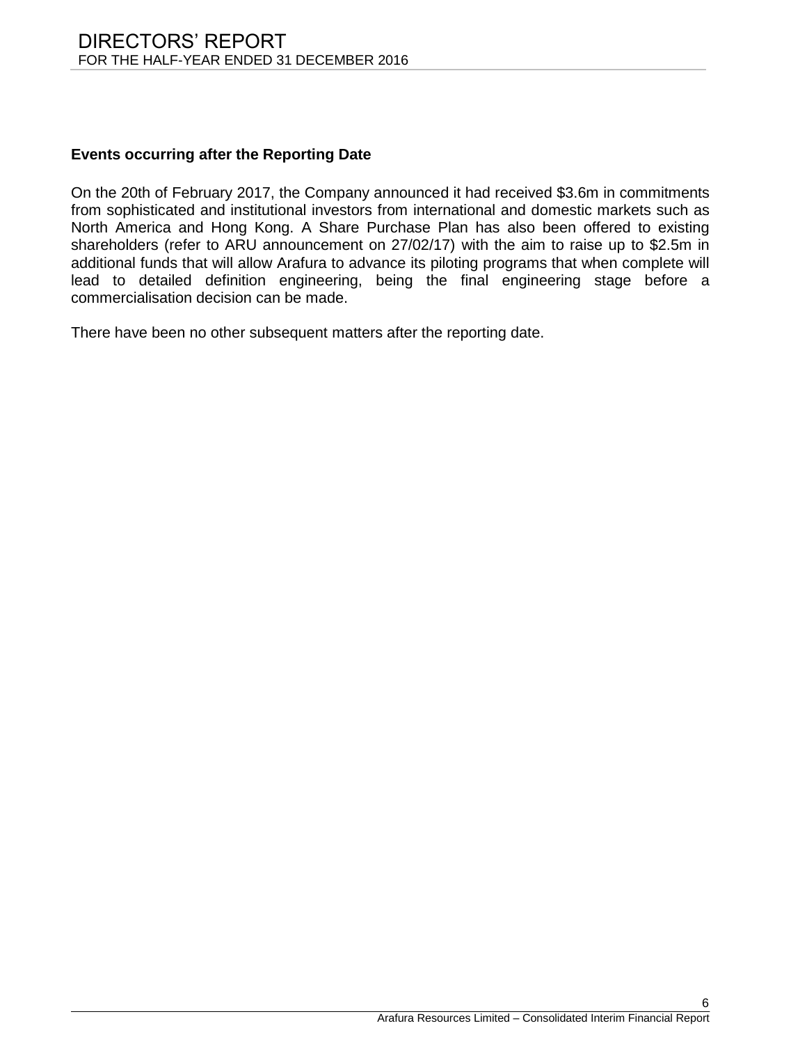#### Events occurring after the Reporting Date

On the 20th of February 2017, the Company announced it had received $3.6m in commitments from sophisticated and institutional investors from international and domestic markets such as North America and Hong Kong. A Share Purchase Plan has also been offered to existing shareholders (refer to ARU announcement on 27/02/17) with the aim to raise up to $2.5m in additional funds that will allow Arafura to advance its piloting programs that when complete will lead to detailed definition engineering, being the final engineering stage before a commercialisation decision can be made.

There have been no other subsequent matters after the reporting date.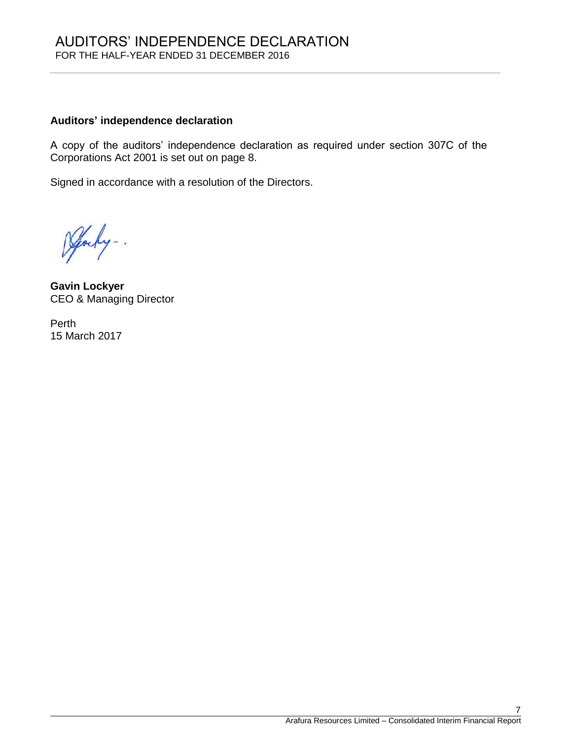# AUDITORS' INDEPENDENCE DECLARATION

FOR THE HALF-YEAR ENDED 31 DECEMBER 2016

**Auditors' independence declaration**

A copy of the auditors' independence declaration as required under section 307C of the Corporations Act 2001 is set out on page 8.

Signed in accordance with a resolution of the Directors.

**Gavin Lockyer**
CEO & Managing Director

Perth
15 March 2017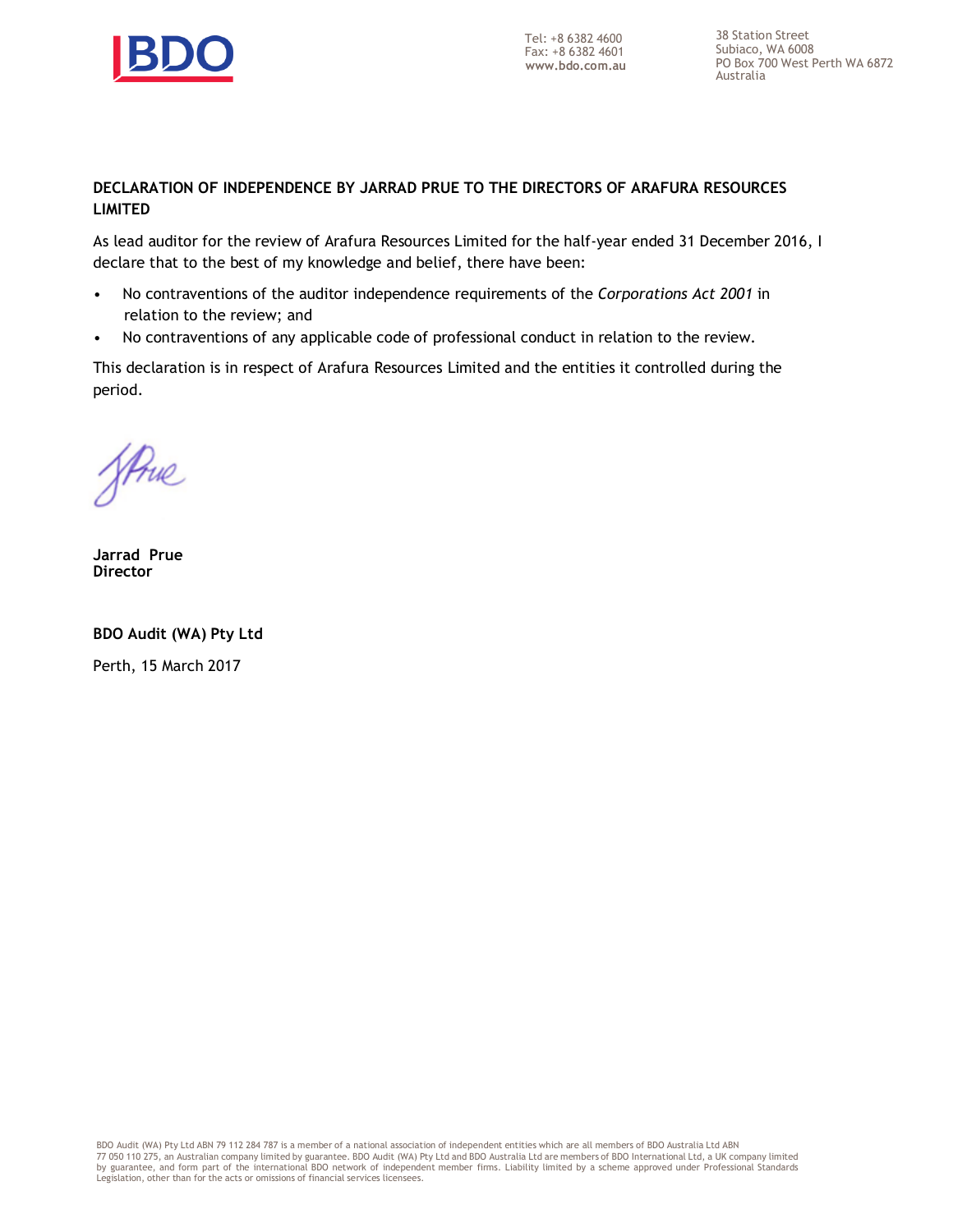BDO

Tel: +8 6382 4600
Fax: +8 6382 4601
www.bdo.com.au

38 Station Street
Subiaco, WA 6008
PO Box 700 West Perth WA 6872
Australia

**DECLARATION OF INDEPENDENCE BY JARRAD PRUE TO THE DIRECTORS OF ARAFURA RESOURCES LIMITED**

As lead auditor for the review of Arafura Resources Limited for the half-year ended 31 December 2016, I declare that to the best of my knowledge and belief, there have been:

- No contraventions of the auditor independence requirements of the *Corporations Act 2001* in relation to the review; and
- No contraventions of any applicable code of professional conduct in relation to the review.

This declaration is in respect of Arafura Resources Limited and the entities it controlled during the period.

**Jarrad Prue**
**Director**

**BDO Audit (WA) Pty Ltd**

Perth, 15 March 2017

BDO Audit (WA) Pty Ltd ABN 79 112 284 787 is a member of a national association of independent entities which are all members of BDO Australia Ltd ABN 77 050 110 275, an Australian company limited by guarantee. BDO Audit (WA) Pty Ltd and BDO Australia Ltd are members of BDO International Ltd, a UK company limited by guarantee, and form part of the international BDO network of independent member firms. Liability limited by a scheme approved under Professional Standards Legislation, other than for the acts or omissions of financial services licensees.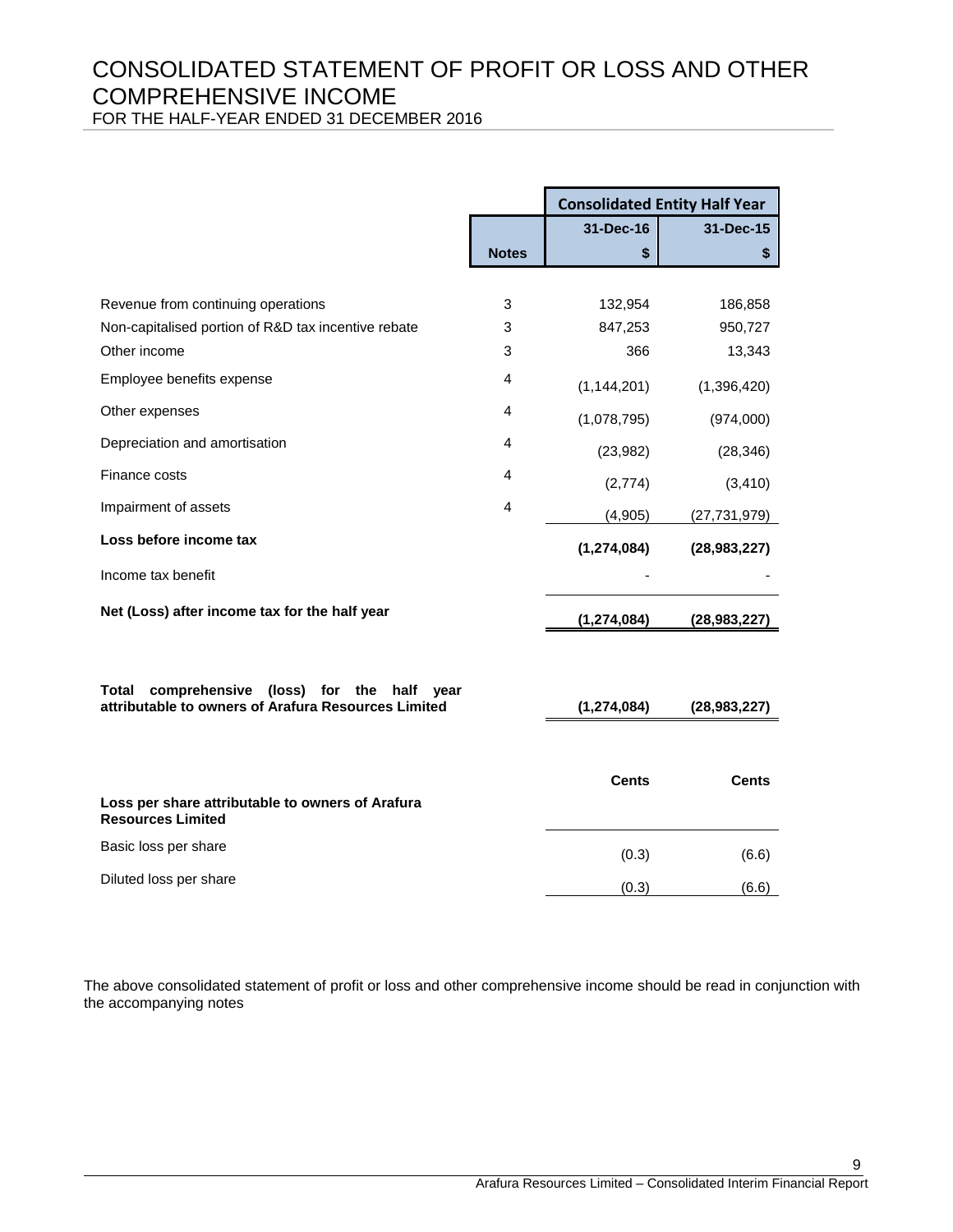# CONSOLIDATED STATEMENT OF PROFIT OR LOSS AND OTHER COMPREHENSIVE INCOME

FOR THE HALF-YEAR ENDED 31 DECEMBER 2016

| | | Consolidated Entity Half Year | |
|---|---|---|---|
| | | 31-Dec-16 | 31-Dec-15 |
| | **Notes** | **$** | **$** |
| Revenue from continuing operations | 3 | 132,954 | 186,858 |
| Non-capitalised portion of R&D tax incentive rebate | 3 | 847,253 | 950,727 |
| Other income | 3 | 366 | 13,343 |
| Employee benefits expense | 4 | (1,144,201) | (1,396,420) |
| Other expenses | 4 | (1,078,795) | (974,000) |
| Depreciation and amortisation | 4 | (23,982) | (28,346) |
| Finance costs | 4 | (2,774) | (3,410) |
| Impairment of assets | 4 | (4,905) | (27,731,979) |
| **Loss before income tax** | | **(1,274,084)** | **(28,983,227)** |
| Income tax benefit | | - | - |
| **Net (Loss) after income tax for the half year** | | **(1,274,084)** | **(28,983,227)** |
| **Total comprehensive (loss) for the half year attributable to owners of Arafura Resources Limited** | | **(1,274,084)** | **(28,983,227)** |
| | | **Cents** | **Cents** |
| **Loss per share attributable to owners of Arafura Resources Limited** | | | |
| Basic loss per share | | (0.3) | (6.6) |
| Diluted loss per share | | (0.3) | (6.6) |

The above consolidated statement of profit or loss and other comprehensive income should be read in conjunction with the accompanying notes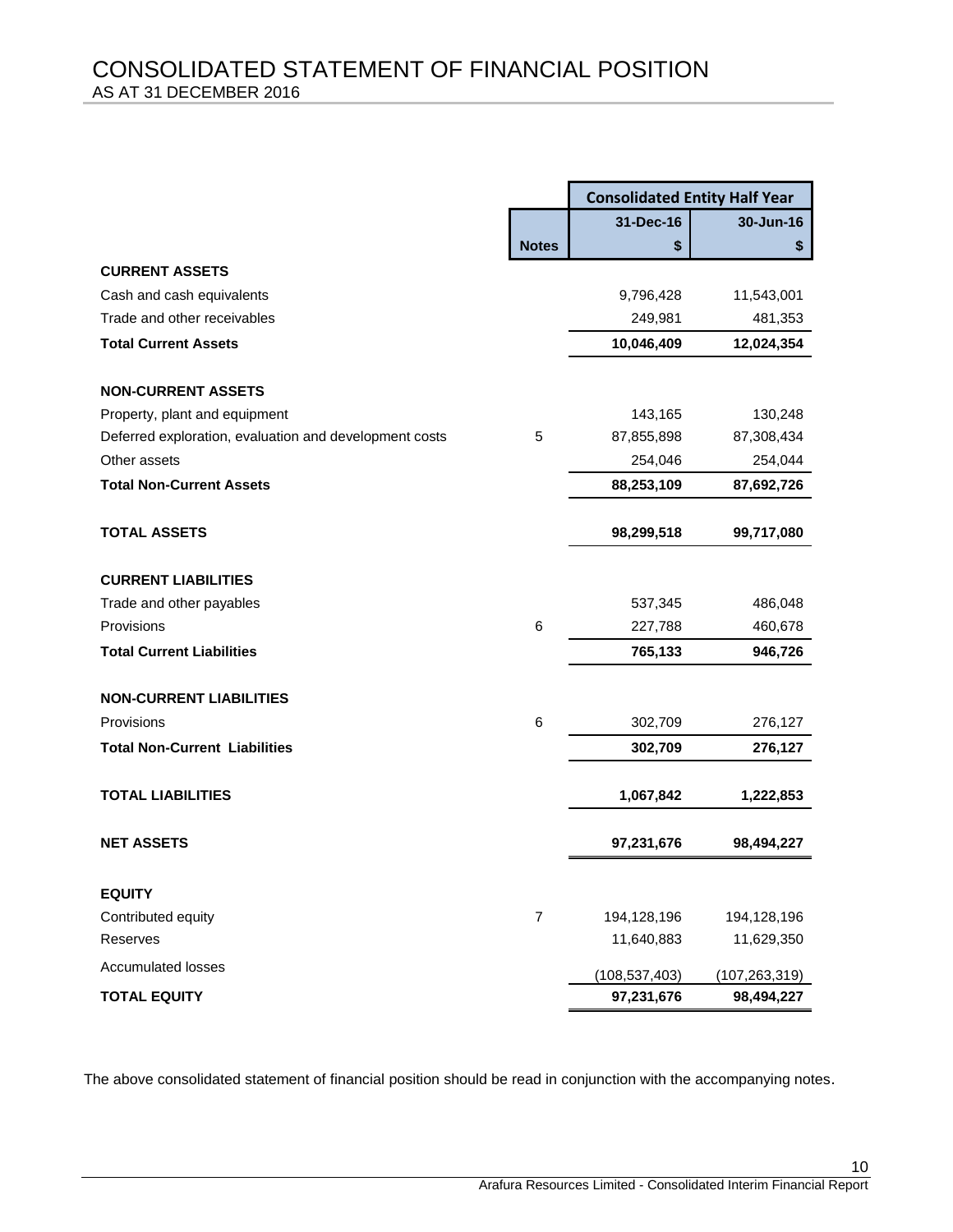# CONSOLIDATED STATEMENT OF FINANCIAL POSITION

AS AT 31 DECEMBER 2016

| | | Consolidated Entity Half Year | |
|---|---|---|---|
| | | 31-Dec-16 | 30-Jun-16 |
| | Notes | $ | $ |
| **CURRENT ASSETS** | | | |
| Cash and cash equivalents | | 9,796,428 | 11,543,001 |
| Trade and other receivables | | 249,981 | 481,353 |
| **Total Current Assets** | | **10,046,409** | **12,024,354** |
| **NON-CURRENT ASSETS** | | | |
| Property, plant and equipment | | 143,165 | 130,248 |
| Deferred exploration, evaluation and development costs | 5 | 87,855,898 | 87,308,434 |
| Other assets | | 254,046 | 254,044 |
| **Total Non-Current Assets** | | **88,253,109** | **87,692,726** |
| **TOTAL ASSETS** | | **98,299,518** | **99,717,080** |
| **CURRENT LIABILITIES** | | | |
| Trade and other payables | | 537,345 | 486,048 |
| Provisions | 6 | 227,788 | 460,678 |
| **Total Current Liabilities** | | **765,133** | **946,726** |
| **NON-CURRENT LIABILITIES** | | | |
| Provisions | 6 | 302,709 | 276,127 |
| **Total Non-Current Liabilities** | | **302,709** | **276,127** |
| **TOTAL LIABILITIES** | | **1,067,842** | **1,222,853** |
| **NET ASSETS** | | **97,231,676** | **98,494,227** |
| **EQUITY** | | | |
| Contributed equity | 7 | 194,128,196 | 194,128,196 |
| Reserves | | 11,640,883 | 11,629,350 |
| Accumulated losses | | (108,537,403) | (107,263,319) |
| **TOTAL EQUITY** | | **97,231,676** | **98,494,227** |

The above consolidated statement of financial position should be read in conjunction with the accompanying notes.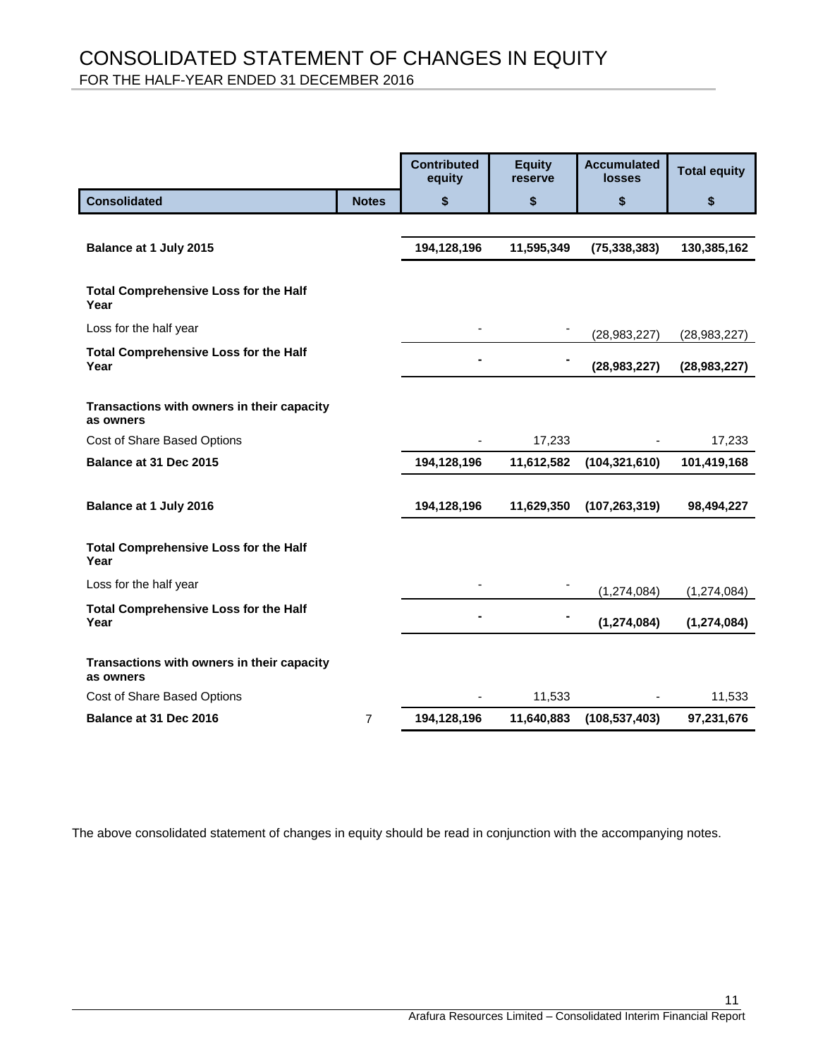# CONSOLIDATED STATEMENT OF CHANGES IN EQUITY

FOR THE HALF-YEAR ENDED 31 DECEMBER 2016

| | | Contributed equity | Equity reserve | Accumulated losses | Total equity |
|---|---|---|---|---|---|
| **Consolidated** | **Notes** | **$** | **$** | **$** | **$** |
| **Balance at 1 July 2015** | | **194,128,196** | **11,595,349** | **(75,338,383)** | **130,385,162** |
| **Total Comprehensive Loss for the Half Year** | | | | | |
| Loss for the half year | | - | - | (28,983,227) | (28,983,227) |
| **Total Comprehensive Loss for the Half Year** | | **-** | **-** | **(28,983,227)** | **(28,983,227)** |
| **Transactions with owners in their capacity as owners** | | | | | |
| Cost of Share Based Options | | - | 17,233 | - | 17,233 |
| **Balance at 31 Dec 2015** | | **194,128,196** | **11,612,582** | **(104,321,610)** | **101,419,168** |
| **Balance at 1 July 2016** | | **194,128,196** | **11,629,350** | **(107,263,319)** | **98,494,227** |
| **Total Comprehensive Loss for the Half Year** | | | | | |
| Loss for the half year | | - | - | (1,274,084) | (1,274,084) |
| **Total Comprehensive Loss for the Half Year** | | **-** | **-** | **(1,274,084)** | **(1,274,084)** |
| **Transactions with owners in their capacity as owners** | | | | | |
| Cost of Share Based Options | | - | 11,533 | - | 11,533 |
| **Balance at 31 Dec 2016** | 7 | **194,128,196** | **11,640,883** | **(108,537,403)** | **97,231,676** |

The above consolidated statement of changes in equity should be read in conjunction with the accompanying notes.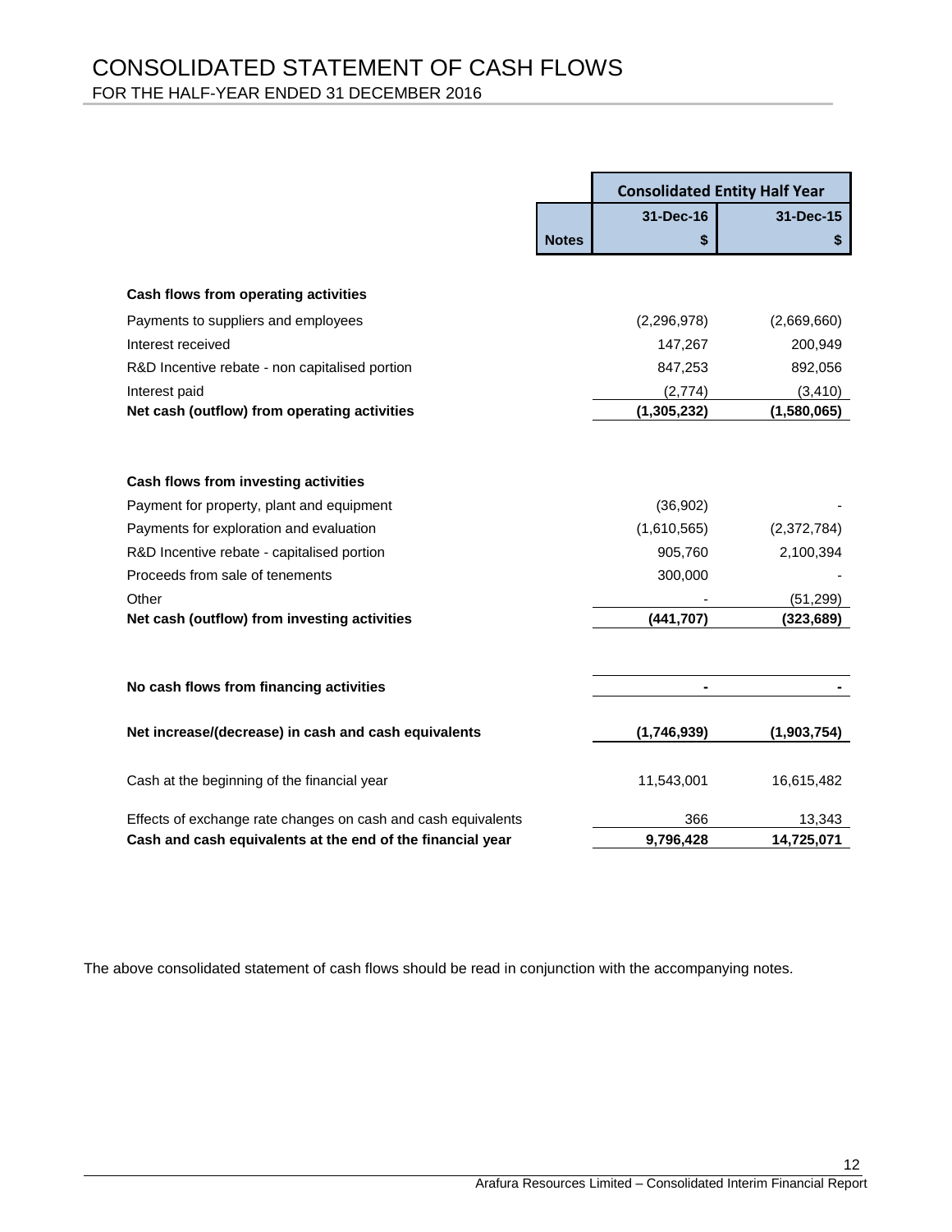# CONSOLIDATED STATEMENT OF CASH FLOWS

FOR THE HALF-YEAR ENDED 31 DECEMBER 2016

| | Notes | Consolidated Entity Half Year | |
|---|---|---|---|
| | | 31-Dec-16 | 31-Dec-15 |
| | | $ | $ |
| **Cash flows from operating activities** | | | |
| Payments to suppliers and employees | | (2,296,978) | (2,669,660) |
| Interest received | | 147,267 | 200,949 |
| R&D Incentive rebate - non capitalised portion | | 847,253 | 892,056 |
| Interest paid | | (2,774) | (3,410) |
| **Net cash (outflow) from operating activities** | | **(1,305,232)** | **(1,580,065)** |
| **Cash flows from investing activities** | | | |
| Payment for property, plant and equipment | | (36,902) | - |
| Payments for exploration and evaluation | | (1,610,565) | (2,372,784) |
| R&D Incentive rebate - capitalised portion | | 905,760 | 2,100,394 |
| Proceeds from sale of tenements | | 300,000 | - |
| Other | | - | (51,299) |
| **Net cash (outflow) from investing activities** | | **(441,707)** | **(323,689)** |
| **No cash flows from financing activities** | | **-** | **-** |
| **Net increase/(decrease) in cash and cash equivalents** | | **(1,746,939)** | **(1,903,754)** |
| Cash at the beginning of the financial year | | 11,543,001 | 16,615,482 |
| Effects of exchange rate changes on cash and cash equivalents | | 366 | 13,343 |
| **Cash and cash equivalents at the end of the financial year** | | **9,796,428** | **14,725,071** |

The above consolidated statement of cash flows should be read in conjunction with the accompanying notes.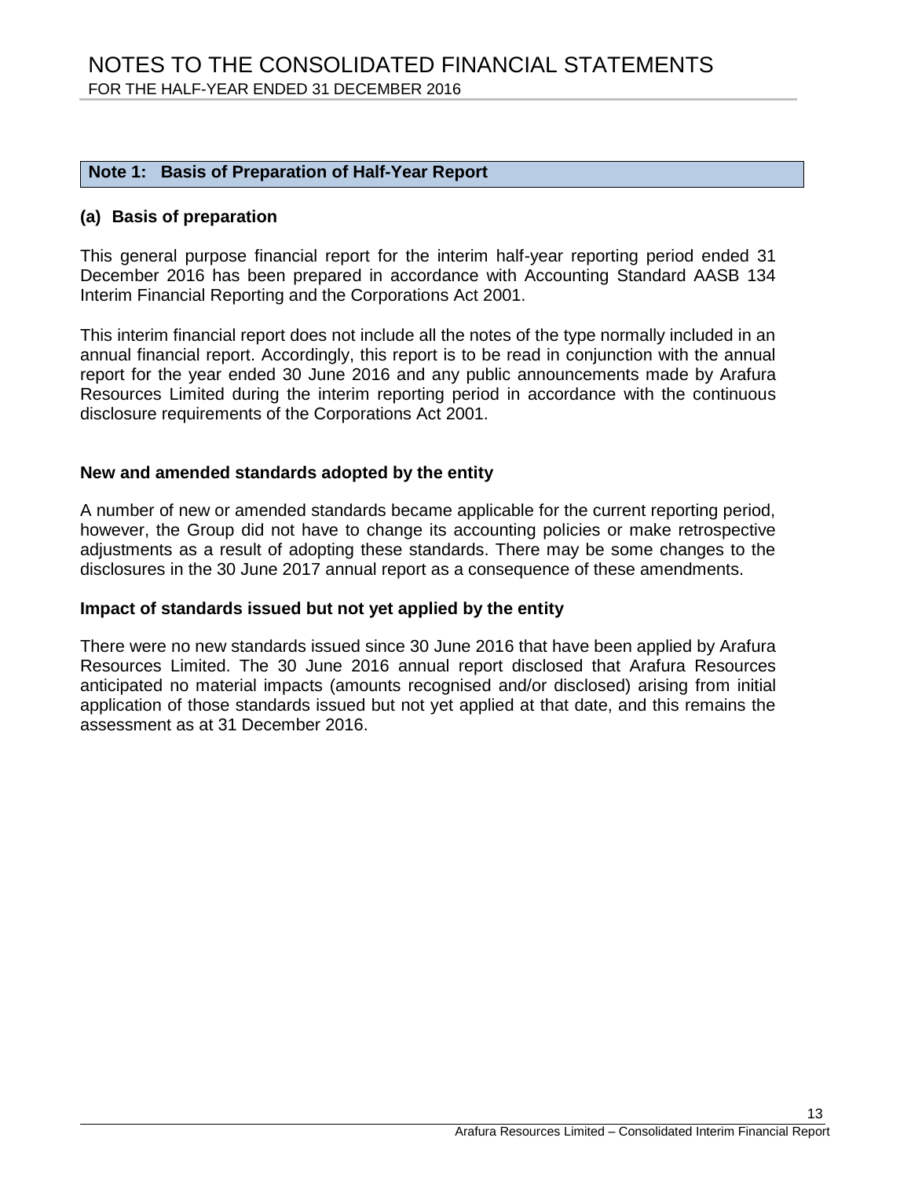# NOTES TO THE CONSOLIDATED FINANCIAL STATEMENTS

FOR THE HALF-YEAR ENDED 31 DECEMBER 2016

## Note 1: Basis of Preparation of Half-Year Report

### (a) Basis of preparation

This general purpose financial report for the interim half-year reporting period ended 31 December 2016 has been prepared in accordance with Accounting Standard AASB 134 Interim Financial Reporting and the Corporations Act 2001.

This interim financial report does not include all the notes of the type normally included in an annual financial report. Accordingly, this report is to be read in conjunction with the annual report for the year ended 30 June 2016 and any public announcements made by Arafura Resources Limited during the interim reporting period in accordance with the continuous disclosure requirements of the Corporations Act 2001.

**New and amended standards adopted by the entity**

A number of new or amended standards became applicable for the current reporting period, however, the Group did not have to change its accounting policies or make retrospective adjustments as a result of adopting these standards. There may be some changes to the disclosures in the 30 June 2017 annual report as a consequence of these amendments.

**Impact of standards issued but not yet applied by the entity**

There were no new standards issued since 30 June 2016 that have been applied by Arafura Resources Limited. The 30 June 2016 annual report disclosed that Arafura Resources anticipated no material impacts (amounts recognised and/or disclosed) arising from initial application of those standards issued but not yet applied at that date, and this remains the assessment as at 31 December 2016.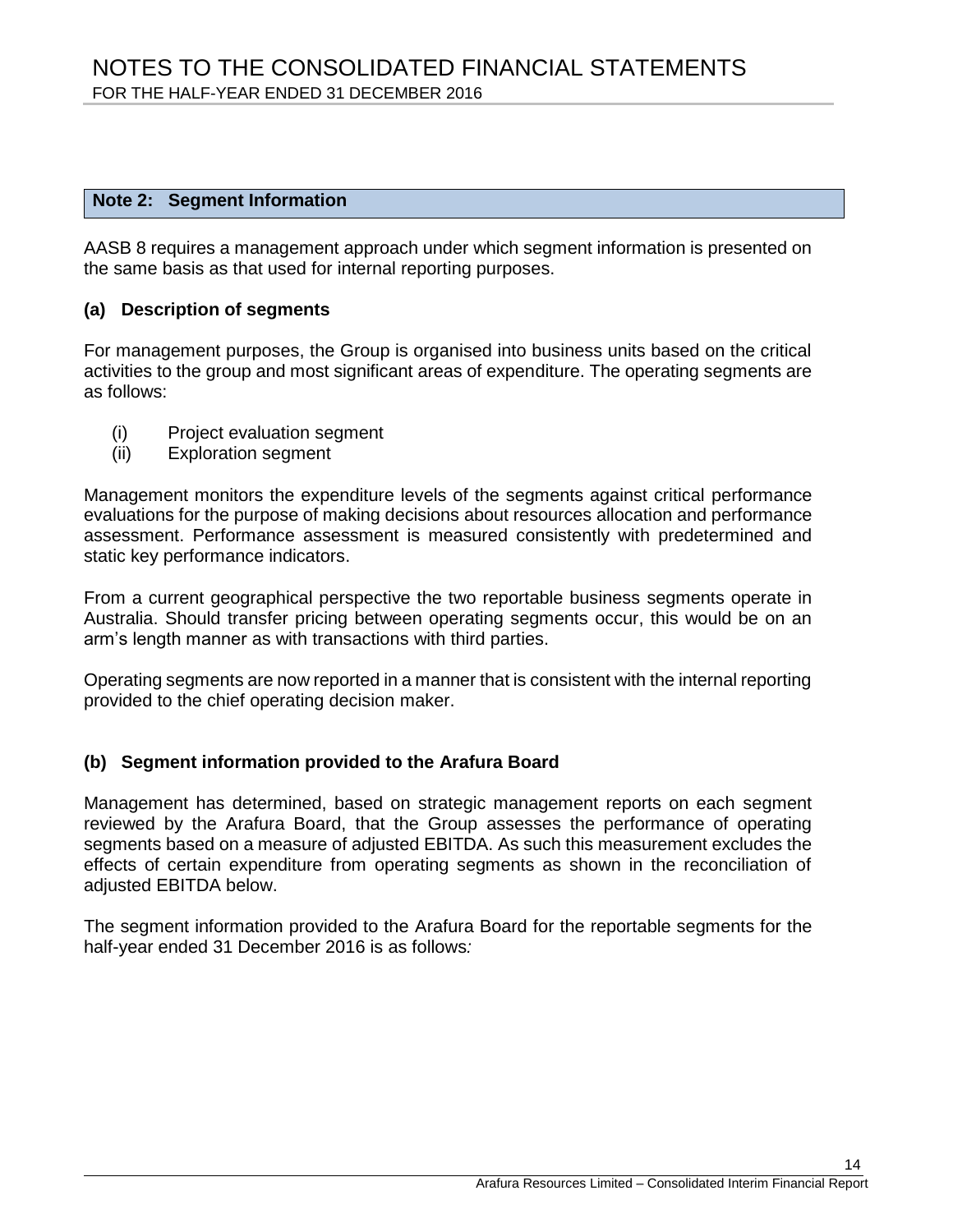## Note 2: Segment Information

AASB 8 requires a management approach under which segment information is presented on the same basis as that used for internal reporting purposes.

### (a) Description of segments

For management purposes, the Group is organised into business units based on the critical activities to the group and most significant areas of expenditure. The operating segments are as follows:

(i) Project evaluation segment
(ii) Exploration segment

Management monitors the expenditure levels of the segments against critical performance evaluations for the purpose of making decisions about resources allocation and performance assessment. Performance assessment is measured consistently with predetermined and static key performance indicators.

From a current geographical perspective the two reportable business segments operate in Australia. Should transfer pricing between operating segments occur, this would be on an arm's length manner as with transactions with third parties.

Operating segments are now reported in a manner that is consistent with the internal reporting provided to the chief operating decision maker.

### (b) Segment information provided to the Arafura Board

Management has determined, based on strategic management reports on each segment reviewed by the Arafura Board, that the Group assesses the performance of operating segments based on a measure of adjusted EBITDA. As such this measurement excludes the effects of certain expenditure from operating segments as shown in the reconciliation of adjusted EBITDA below.

The segment information provided to the Arafura Board for the reportable segments for the half-year ended 31 December 2016 is as follows*:*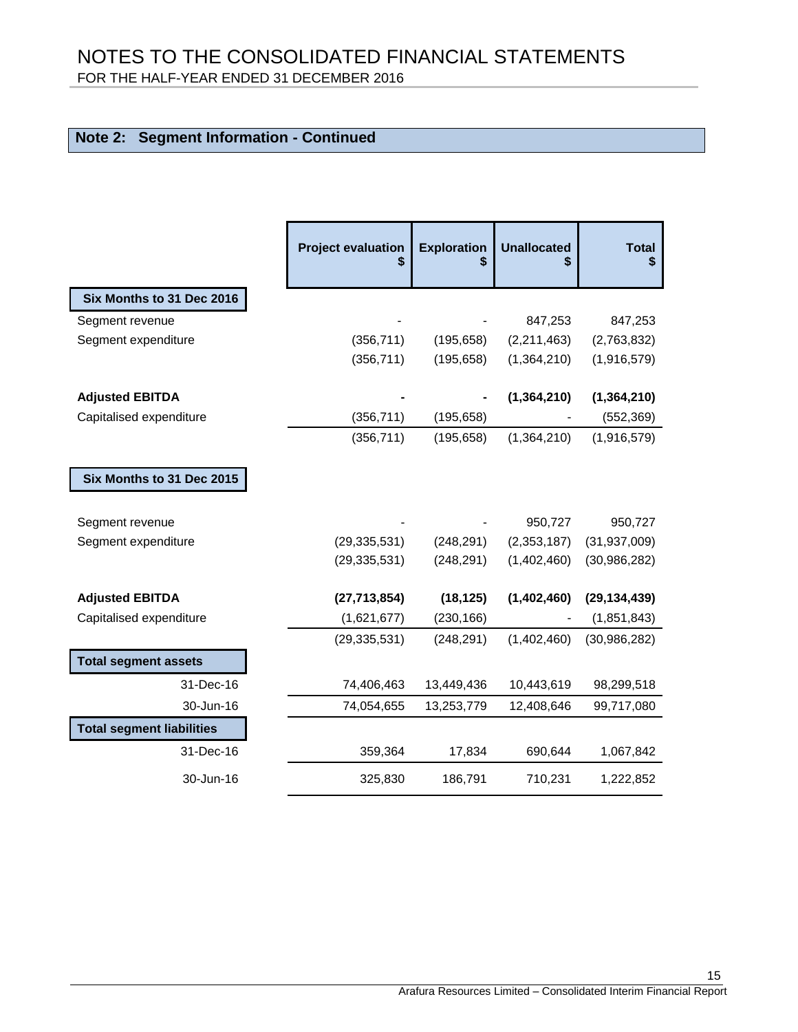# NOTES TO THE CONSOLIDATED FINANCIAL STATEMENTS

FOR THE HALF-YEAR ENDED 31 DECEMBER 2016

## Note 2: Segment Information - Continued

| | Project evaluation $ | Exploration $ | Unallocated $ | Total $ |
|---|---|---|---|---|
| **Six Months to 31 Dec 2016** | | | | |
| Segment revenue | - | - | 847,253 | 847,253 |
| Segment expenditure | (356,711) | (195,658) | (2,211,463) | (2,763,832) |
| | (356,711) | (195,658) | (1,364,210) | (1,916,579) |
| **Adjusted EBITDA** | **-** | **-** | **(1,364,210)** | **(1,364,210)** |
| Capitalised expenditure | (356,711) | (195,658) | - | (552,369) |
| | (356,711) | (195,658) | (1,364,210) | (1,916,579) |
| **Six Months to 31 Dec 2015** | | | | |
| Segment revenue | - | - | 950,727 | 950,727 |
| Segment expenditure | (29,335,531) | (248,291) | (2,353,187) | (31,937,009) |
| | (29,335,531) | (248,291) | (1,402,460) | (30,986,282) |
| **Adjusted EBITDA** | **(27,713,854)** | **(18,125)** | **(1,402,460)** | **(29,134,439)** |
| Capitalised expenditure | (1,621,677) | (230,166) | - | (1,851,843) |
| | (29,335,531) | (248,291) | (1,402,460) | (30,986,282) |
| **Total segment assets** | | | | |
| 31-Dec-16 | 74,406,463 | 13,449,436 | 10,443,619 | 98,299,518 |
| 30-Jun-16 | 74,054,655 | 13,253,779 | 12,408,646 | 99,717,080 |
| **Total segment liabilities** | | | | |
| 31-Dec-16 | 359,364 | 17,834 | 690,644 | 1,067,842 |
| 30-Jun-16 | 325,830 | 186,791 | 710,231 | 1,222,852 |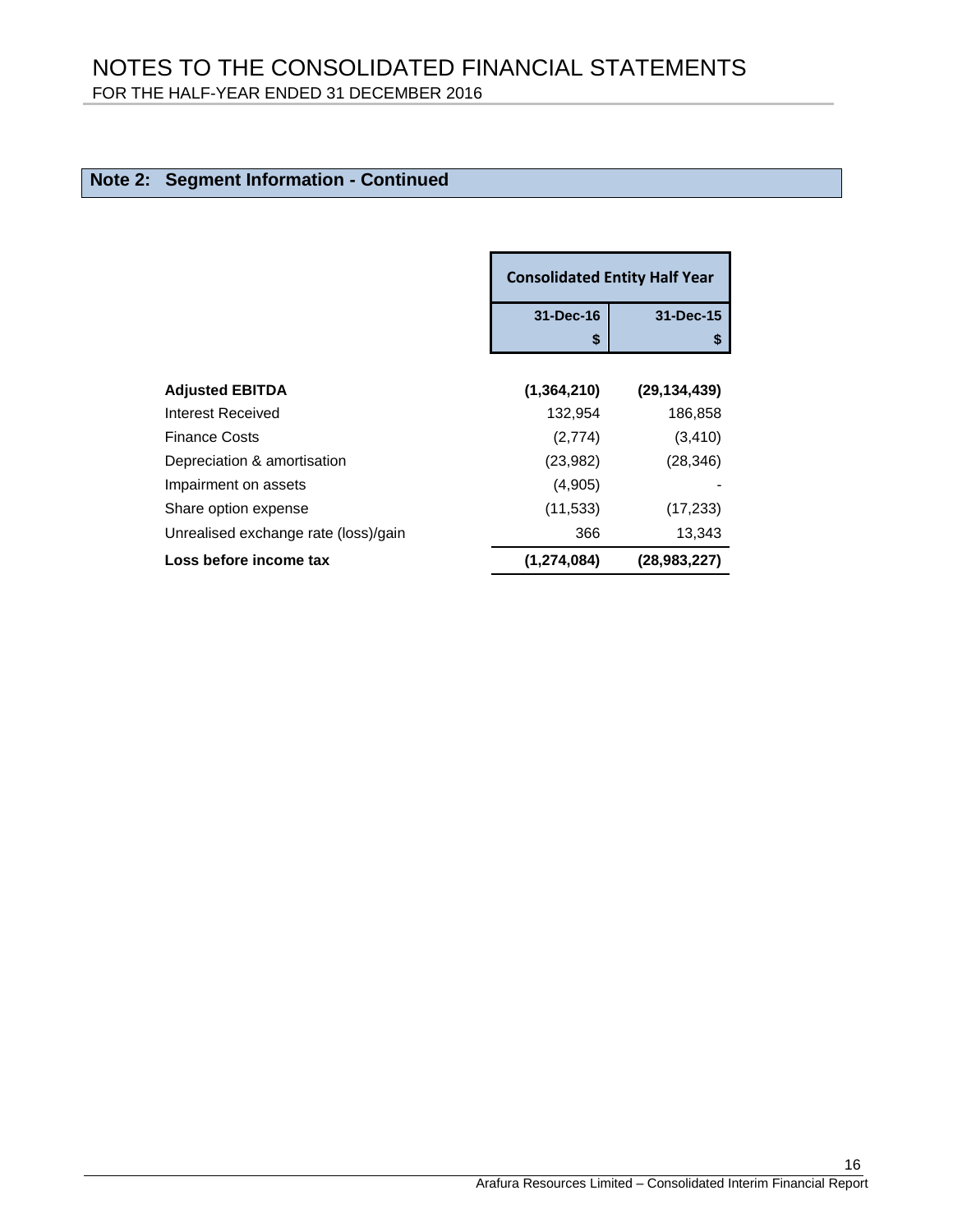# NOTES TO THE CONSOLIDATED FINANCIAL STATEMENTS

FOR THE HALF-YEAR ENDED 31 DECEMBER 2016

## Note 2: Segment Information - Continued

| | Consolidated Entity Half Year | |
|---|---|---|
| | 31-Dec-16 | 31-Dec-15 |
| | $ | $ |
| **Adjusted EBITDA** | **(1,364,210)** | **(29,134,439)** |
| Interest Received | 132,954 | 186,858 |
| Finance Costs | (2,774) | (3,410) |
| Depreciation & amortisation | (23,982) | (28,346) |
| Impairment on assets | (4,905) | - |
| Share option expense | (11,533) | (17,233) |
| Unrealised exchange rate (loss)/gain | 366 | 13,343 |
| **Loss before income tax** | **(1,274,084)** | **(28,983,227)** |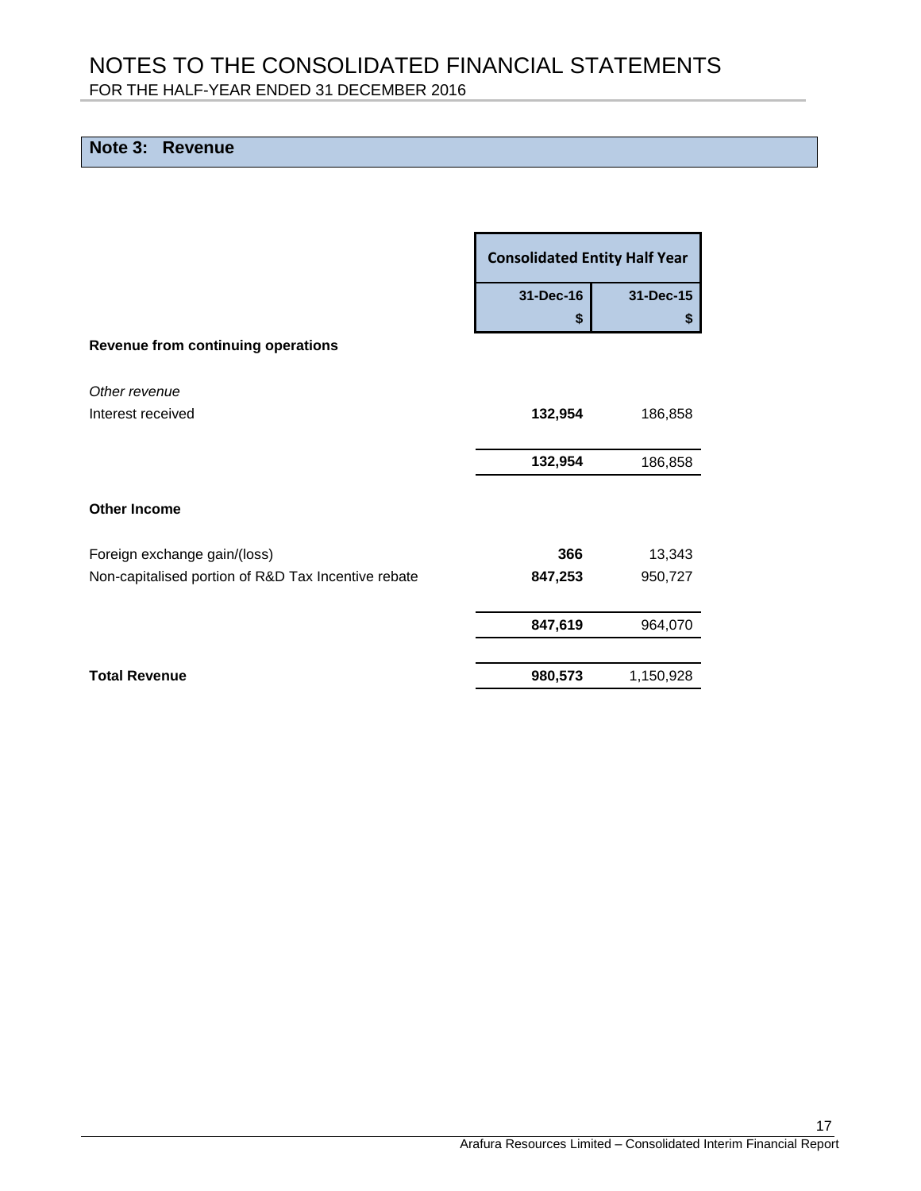# NOTES TO THE CONSOLIDATED FINANCIAL STATEMENTS

FOR THE HALF-YEAR ENDED 31 DECEMBER 2016

## Note 3: Revenue

| | Consolidated Entity Half Year | |
|---|---|---|
| | 31-Dec-16 $ | 31-Dec-15 $ |
| **Revenue from continuing operations** | | |
| *Other revenue* | | |
| Interest received | **132,954** | 186,858 |
| | **132,954** | 186,858 |
| **Other Income** | | |
| Foreign exchange gain/(loss) | **366** | 13,343 |
| Non-capitalised portion of R&D Tax Incentive rebate | **847,253** | 950,727 |
| | **847,619** | 964,070 |
| **Total Revenue** | **980,573** | 1,150,928 |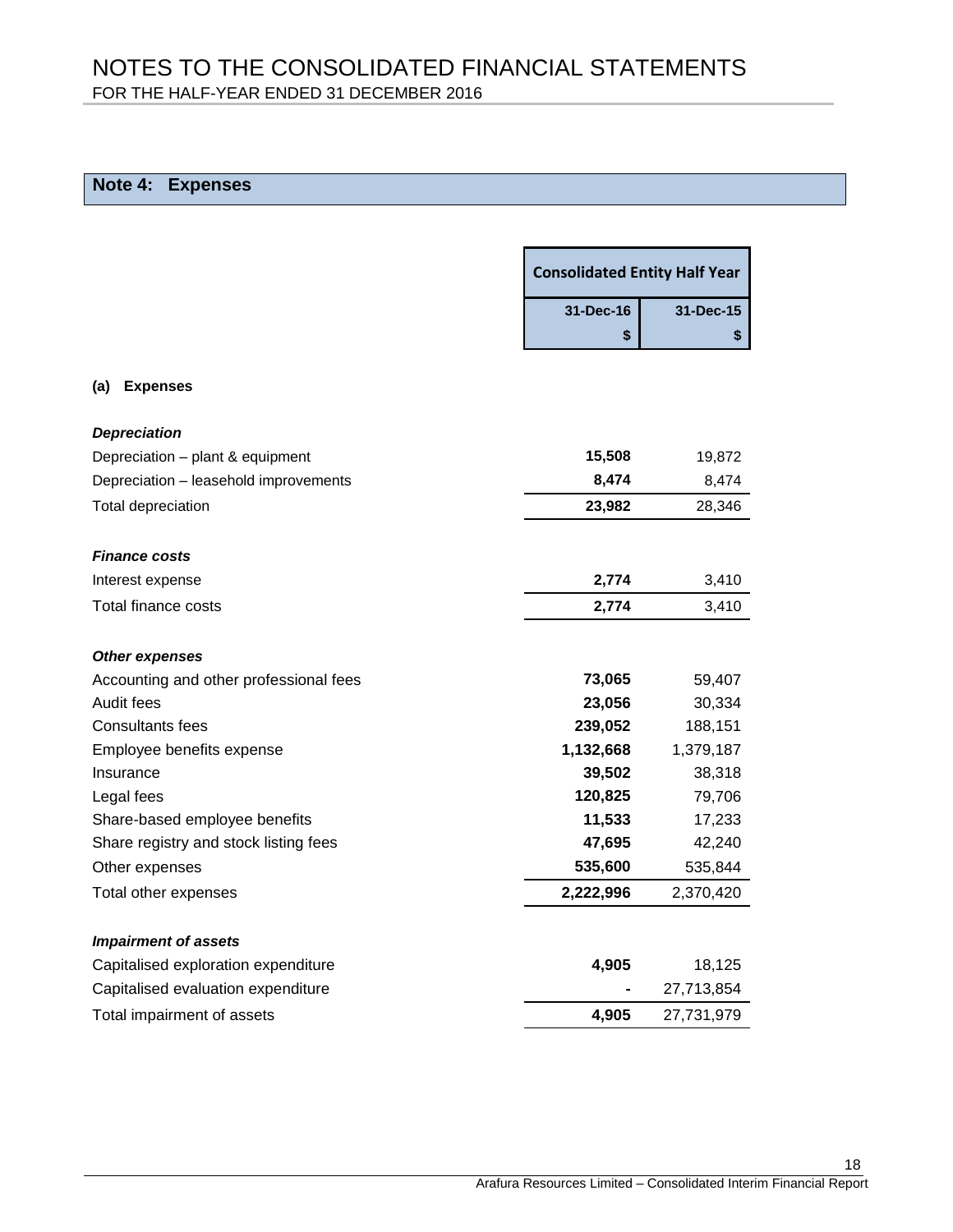# NOTES TO THE CONSOLIDATED FINANCIAL STATEMENTS

FOR THE HALF-YEAR ENDED 31 DECEMBER 2016

## Note 4: Expenses

| | Consolidated Entity Half Year | |
|---|---|---|
| | 31-Dec-16 | 31-Dec-15 |
| | $ | $ |
| **(a) Expenses** | | |
| ***Depreciation*** | | |
| Depreciation – plant & equipment | **15,508** | 19,872 |
| Depreciation – leasehold improvements | **8,474** | 8,474 |
| Total depreciation | **23,982** | 28,346 |
| ***Finance costs*** | | |
| Interest expense | **2,774** | 3,410 |
| Total finance costs | **2,774** | 3,410 |
| ***Other expenses*** | | |
| Accounting and other professional fees | **73,065** | 59,407 |
| Audit fees | **23,056** | 30,334 |
| Consultants fees | **239,052** | 188,151 |
| Employee benefits expense | **1,132,668** | 1,379,187 |
| Insurance | **39,502** | 38,318 |
| Legal fees | **120,825** | 79,706 |
| Share-based employee benefits | **11,533** | 17,233 |
| Share registry and stock listing fees | **47,695** | 42,240 |
| Other expenses | **535,600** | 535,844 |
| Total other expenses | **2,222,996** | 2,370,420 |
| ***Impairment of assets*** | | |
| Capitalised exploration expenditure | **4,905** | 18,125 |
| Capitalised evaluation expenditure | **-** | 27,713,854 |
| Total impairment of assets | **4,905** | 27,731,979 |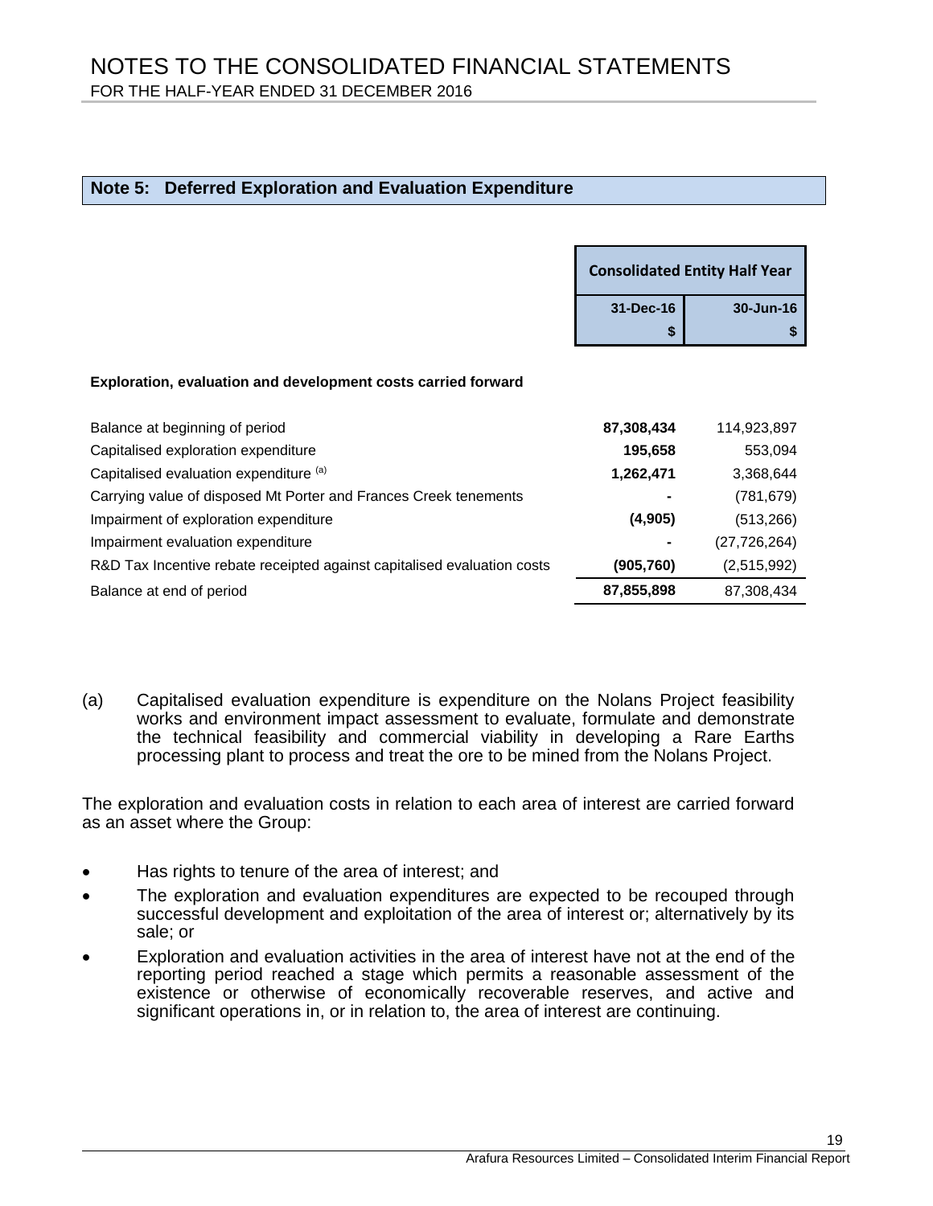# NOTES TO THE CONSOLIDATED FINANCIAL STATEMENTS

FOR THE HALF-YEAR ENDED 31 DECEMBER 2016

## Note 5: Deferred Exploration and Evaluation Expenditure

| | Consolidated Entity Half Year | |
|---|---|---|
| | 31-Dec-16 | 30-Jun-16 |
| | $ | $ |
| **Exploration, evaluation and development costs carried forward** | | |
| Balance at beginning of period | **87,308,434** | 114,923,897 |
| Capitalised exploration expenditure | **195,658** | 553,094 |
| Capitalised evaluation expenditure [(a)] | **1,262,471** | 3,368,644 |
| Carrying value of disposed Mt Porter and Frances Creek tenements | **-** | (781,679) |
| Impairment of exploration expenditure | **(4,905)** | (513,266) |
| Impairment evaluation expenditure | **-** | (27,726,264) |
| R&D Tax Incentive rebate receipted against capitalised evaluation costs | **(905,760)** | (2,515,992) |
| Balance at end of period | **87,855,898** | 87,308,434 |

(a) Capitalised evaluation expenditure is expenditure on the Nolans Project feasibility works and environment impact assessment to evaluate, formulate and demonstrate the technical feasibility and commercial viability in developing a Rare Earths processing plant to process and treat the ore to be mined from the Nolans Project.

The exploration and evaluation costs in relation to each area of interest are carried forward as an asset where the Group:

- Has rights to tenure of the area of interest; and
- The exploration and evaluation expenditures are expected to be recouped through successful development and exploitation of the area of interest or; alternatively by its sale; or
- Exploration and evaluation activities in the area of interest have not at the end of the reporting period reached a stage which permits a reasonable assessment of the existence or otherwise of economically recoverable reserves, and active and significant operations in, or in relation to, the area of interest are continuing.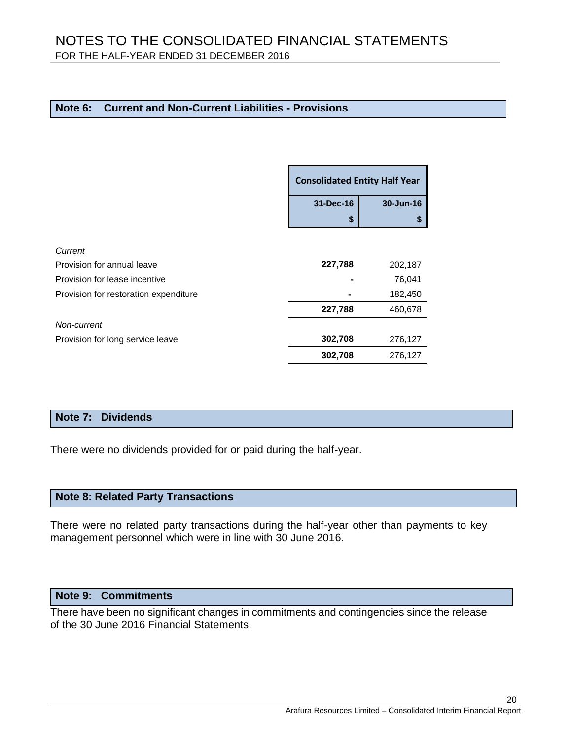# NOTES TO THE CONSOLIDATED FINANCIAL STATEMENTS

FOR THE HALF-YEAR ENDED 31 DECEMBER 2016

## Note 6: Current and Non-Current Liabilities - Provisions

| | Consolidated Entity Half Year | |
|---|---|---|
| | 31-Dec-16 | 30-Jun-16 |
| | $ | $ |
| *Current* | | |
| Provision for annual leave | **227,788** | 202,187 |
| Provision for lease incentive | **-** | 76,041 |
| Provision for restoration expenditure | **-** | 182,450 |
| | **227,788** | 460,678 |
| *Non-current* | | |
| Provision for long service leave | **302,708** | 276,127 |
| | **302,708** | 276,127 |

## Note 7: Dividends

There were no dividends provided for or paid during the half-year.

## Note 8: Related Party Transactions

There were no related party transactions during the half-year other than payments to key management personnel which were in line with 30 June 2016.

## Note 9: Commitments

There have been no significant changes in commitments and contingencies since the release of the 30 June 2016 Financial Statements.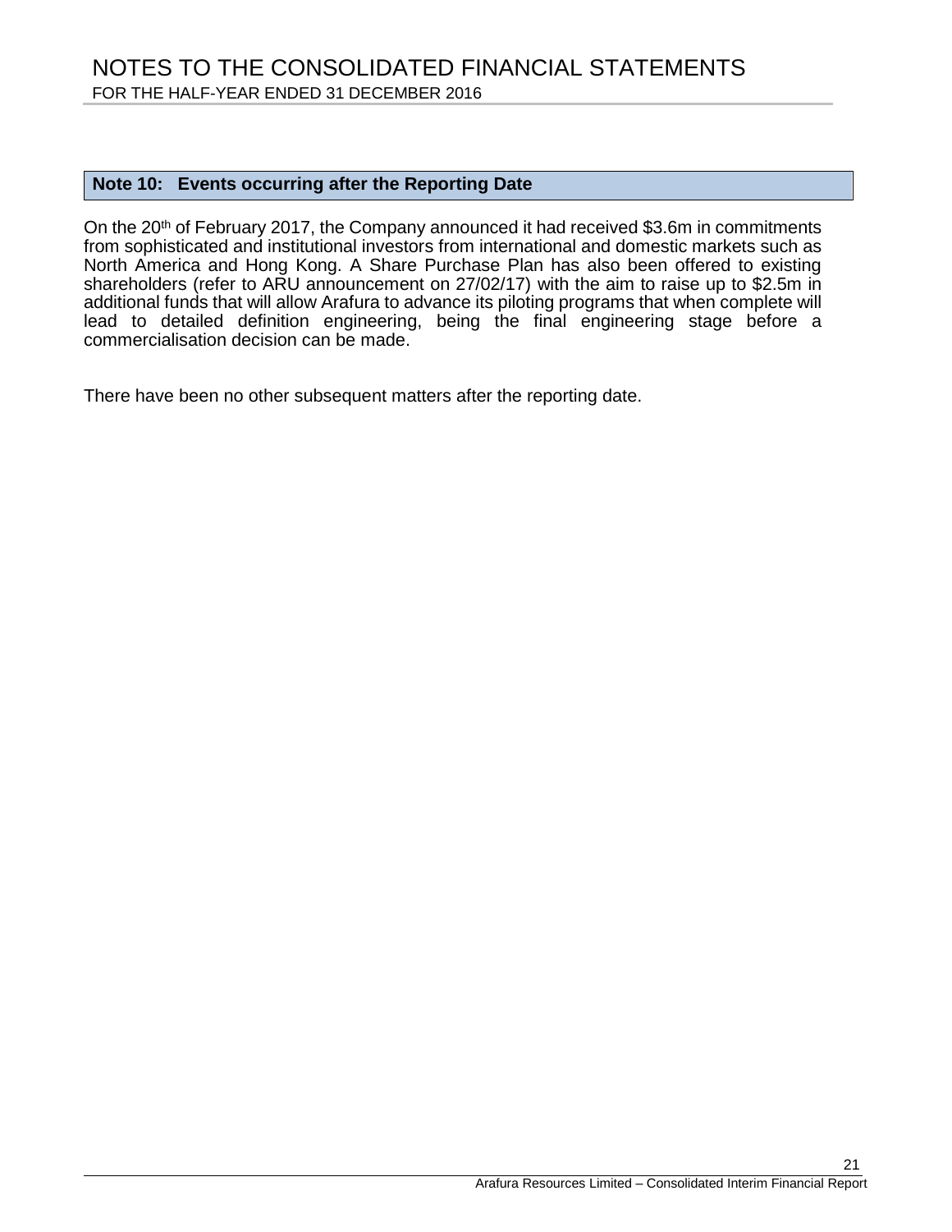## Note 10: Events occurring after the Reporting Date

On the 20th of February 2017, the Company announced it had received $3.6m in commitments from sophisticated and institutional investors from international and domestic markets such as North America and Hong Kong. A Share Purchase Plan has also been offered to existing shareholders (refer to ARU announcement on 27/02/17) with the aim to raise up to $2.5m in additional funds that will allow Arafura to advance its piloting programs that when complete will lead to detailed definition engineering, being the final engineering stage before a commercialisation decision can be made.

There have been no other subsequent matters after the reporting date.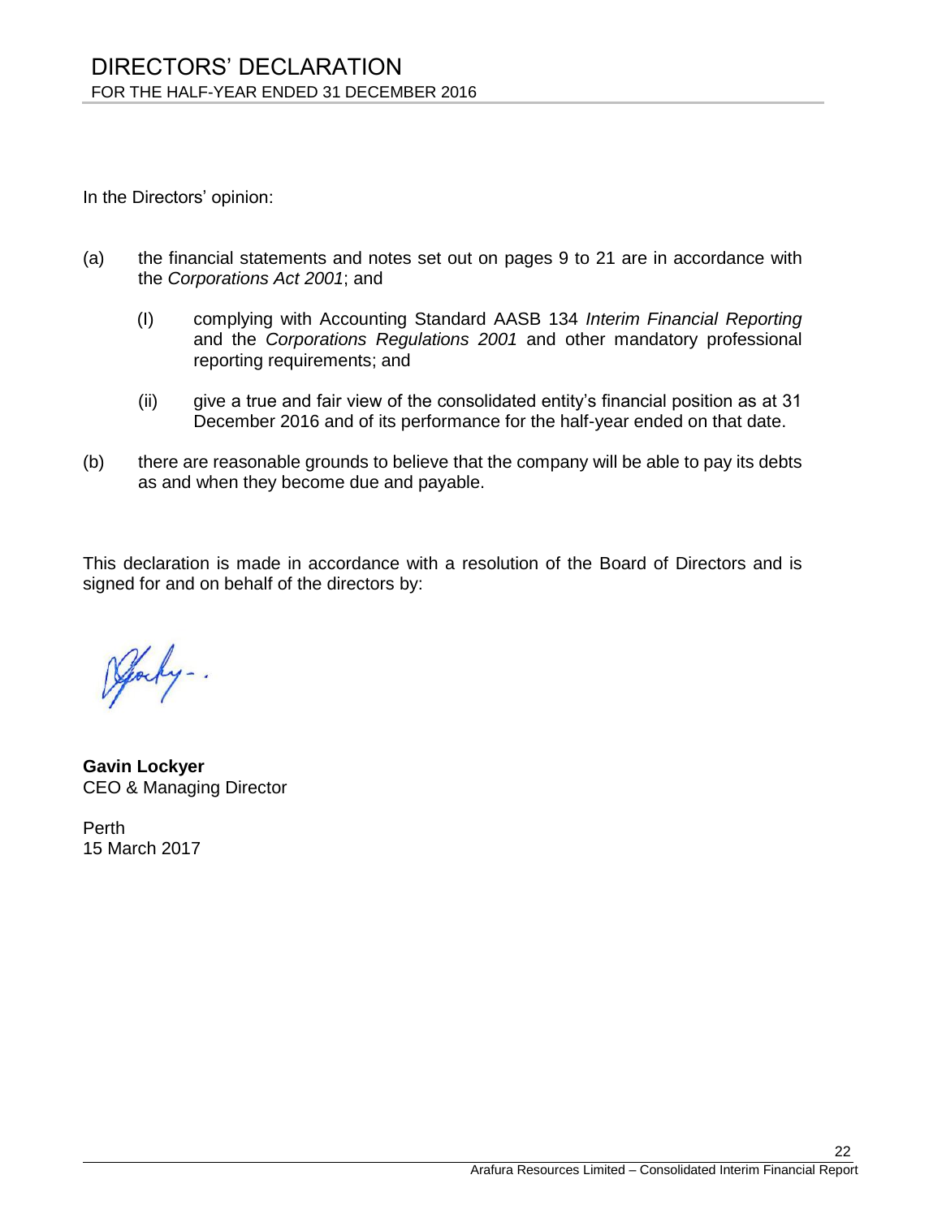# DIRECTORS' DECLARATION

FOR THE HALF-YEAR ENDED 31 DECEMBER 2016

In the Directors' opinion:

(a) the financial statements and notes set out on pages 9 to 21 are in accordance with the *Corporations Act 2001*; and

  (I) complying with Accounting Standard AASB 134 *Interim Financial Reporting* and the *Corporations Regulations 2001* and other mandatory professional reporting requirements; and

  (ii) give a true and fair view of the consolidated entity's financial position as at 31 December 2016 and of its performance for the half-year ended on that date.

(b) there are reasonable grounds to believe that the company will be able to pay its debts as and when they become due and payable.

This declaration is made in accordance with a resolution of the Board of Directors and is signed for and on behalf of the directors by:

**Gavin Lockyer**
CEO & Managing Director

Perth
15 March 2017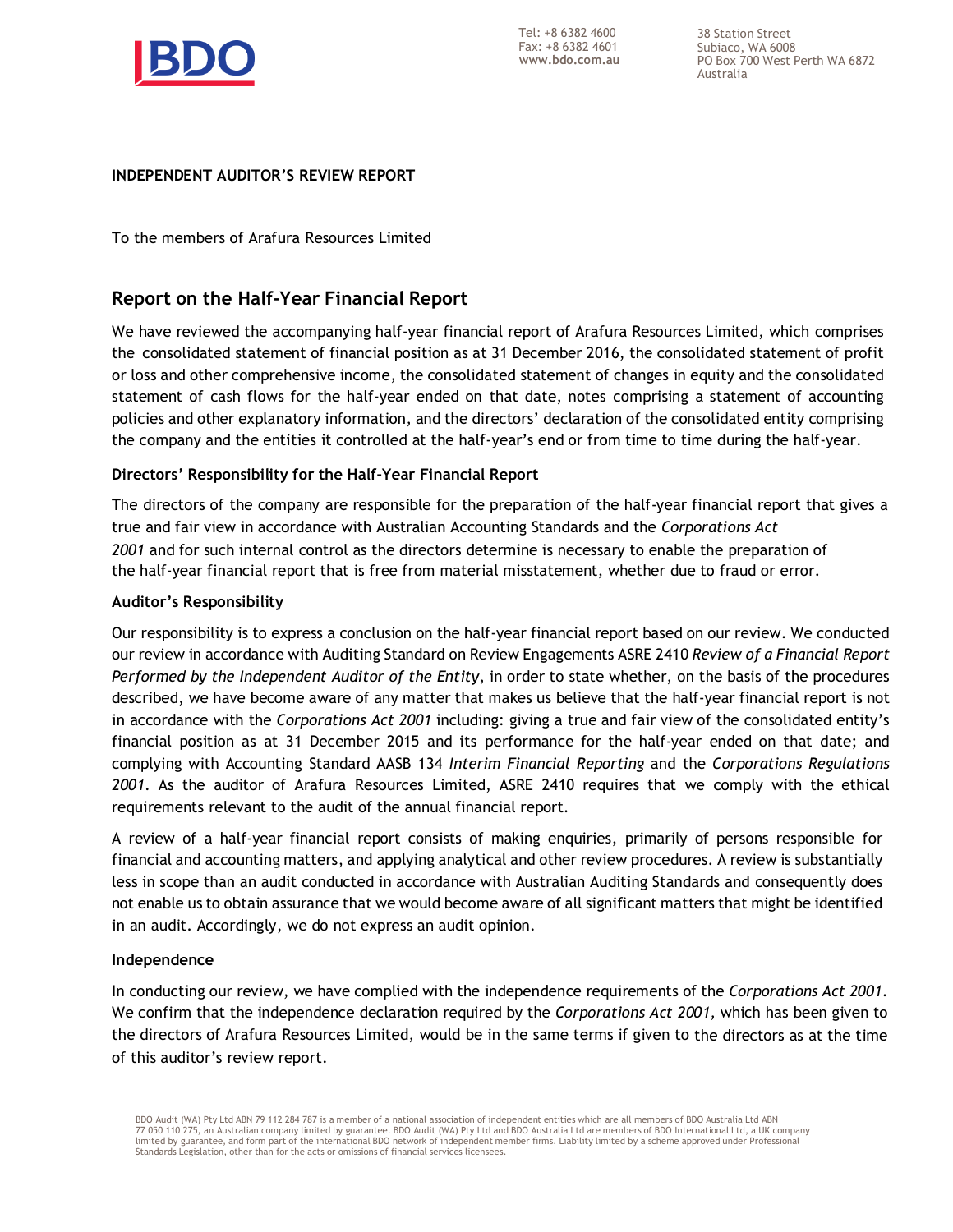Tel: +8 6382 4600
Fax: +8 6382 4601
**www.bdo.com.au**

38 Station Street
Subiaco, WA 6008
PO Box 700 West Perth WA 6872
Australia

**INDEPENDENT AUDITOR'S REVIEW REPORT**

To the members of Arafura Resources Limited

## Report on the Half-Year Financial Report

We have reviewed the accompanying half-year financial report of Arafura Resources Limited, which comprises the consolidated statement of financial position as at 31 December 2016, the consolidated statement of profit or loss and other comprehensive income, the consolidated statement of changes in equity and the consolidated statement of cash flows for the half-year ended on that date, notes comprising a statement of accounting policies and other explanatory information, and the directors' declaration of the consolidated entity comprising the company and the entities it controlled at the half-year's end or from time to time during the half-year.

### Directors' Responsibility for the Half-Year Financial Report

The directors of the company are responsible for the preparation of the half-year financial report that gives a true and fair view in accordance with Australian Accounting Standards and the *Corporations Act 2001* and for such internal control as the directors determine is necessary to enable the preparation of the half-year financial report that is free from material misstatement, whether due to fraud or error.

### Auditor's Responsibility

Our responsibility is to express a conclusion on the half-year financial report based on our review. We conducted our review in accordance with Auditing Standard on Review Engagements ASRE 2410 *Review of a Financial Report Performed by the Independent Auditor of the Entity*, in order to state whether, on the basis of the procedures described, we have become aware of any matter that makes us believe that the half-year financial report is not in accordance with the *Corporations Act 2001* including: giving a true and fair view of the consolidated entity's financial position as at 31 December 2015 and its performance for the half-year ended on that date; and complying with Accounting Standard AASB 134 *Interim Financial Reporting* and the *Corporations Regulations 2001*. As the auditor of Arafura Resources Limited, ASRE 2410 requires that we comply with the ethical requirements relevant to the audit of the annual financial report.

A review of a half-year financial report consists of making enquiries, primarily of persons responsible for financial and accounting matters, and applying analytical and other review procedures. A review is substantially less in scope than an audit conducted in accordance with Australian Auditing Standards and consequently does not enable us to obtain assurance that we would become aware of all significant matters that might be identified in an audit. Accordingly, we do not express an audit opinion.

### Independence

In conducting our review, we have complied with the independence requirements of the *Corporations Act 2001*. We confirm that the independence declaration required by the *Corporations Act 2001*, which has been given to the directors of Arafura Resources Limited, would be in the same terms if given to the directors as at the time of this auditor's review report.

BDO Audit (WA) Pty Ltd ABN 79 112 284 787 is a member of a national association of independent entities which are all members of BDO Australia Ltd ABN 77 050 110 275, an Australian company limited by guarantee. BDO Audit (WA) Pty Ltd and BDO Australia Ltd are members of BDO International Ltd, a UK company limited by guarantee, and form part of the international BDO network of independent member firms. Liability limited by a scheme approved under Professional Standards Legislation, other than for the acts or omissions of financial services licensees.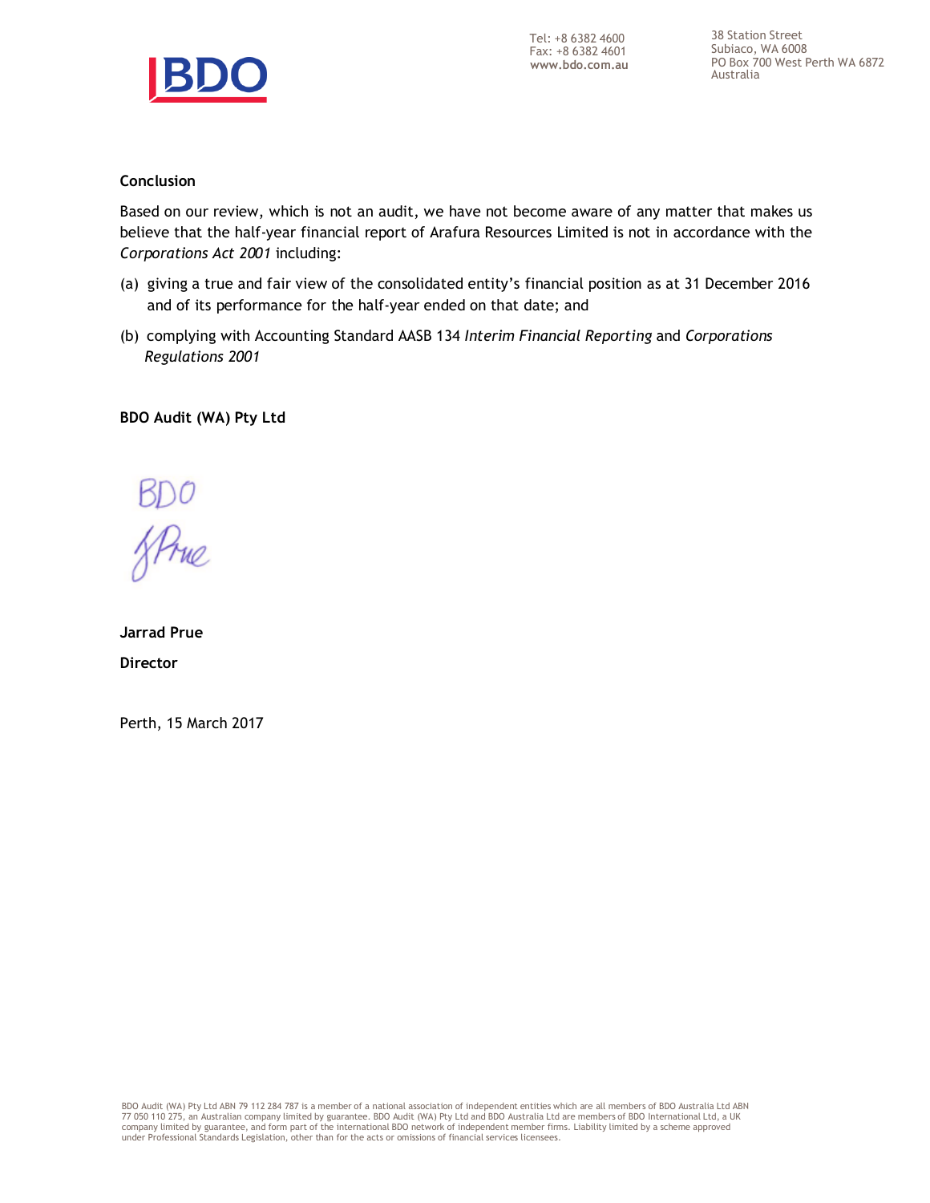**Conclusion**

Based on our review, which is not an audit, we have not become aware of any matter that makes us believe that the half-year financial report of Arafura Resources Limited is not in accordance with the *Corporations Act 2001* including:

(a) giving a true and fair view of the consolidated entity's financial position as at 31 December 2016 and of its performance for the half-year ended on that date; and

(b) complying with Accounting Standard AASB 134 *Interim Financial Reporting* and *Corporations Regulations 2001*

**BDO Audit (WA) Pty Ltd**

BDO

**Jarrad Prue**

**Director**

Perth, 15 March 2017